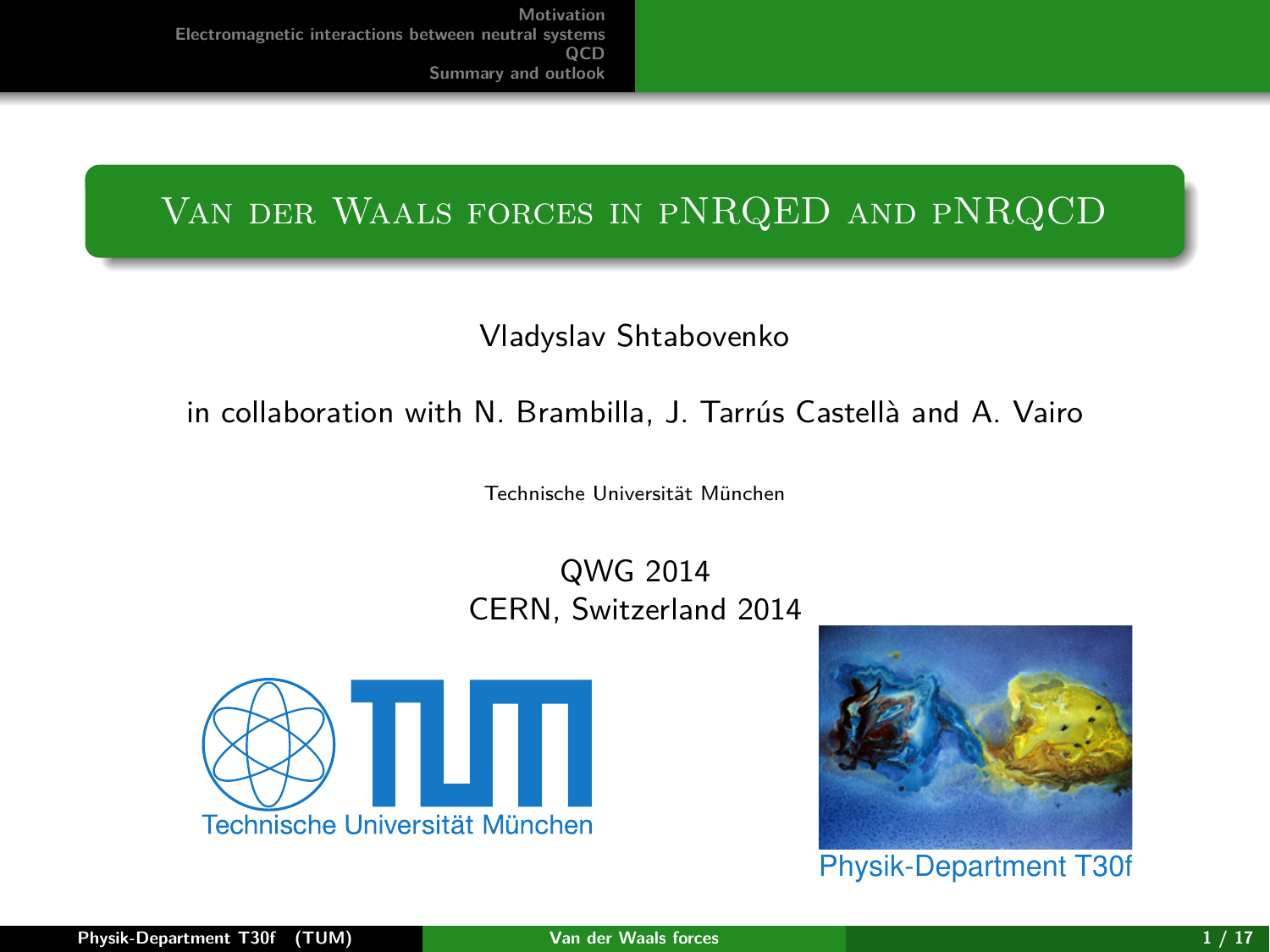# Van der Waals forces in pNRQED and pNRQCD

Vladyslav Shtabovenko

in collaboration with N. Brambilla, J. Tarrús Castellà and A. Vairo

Technische Universität München

QWG 2014
CERN, Switzerland 2014

Technische Universität München

Physik-Department T30f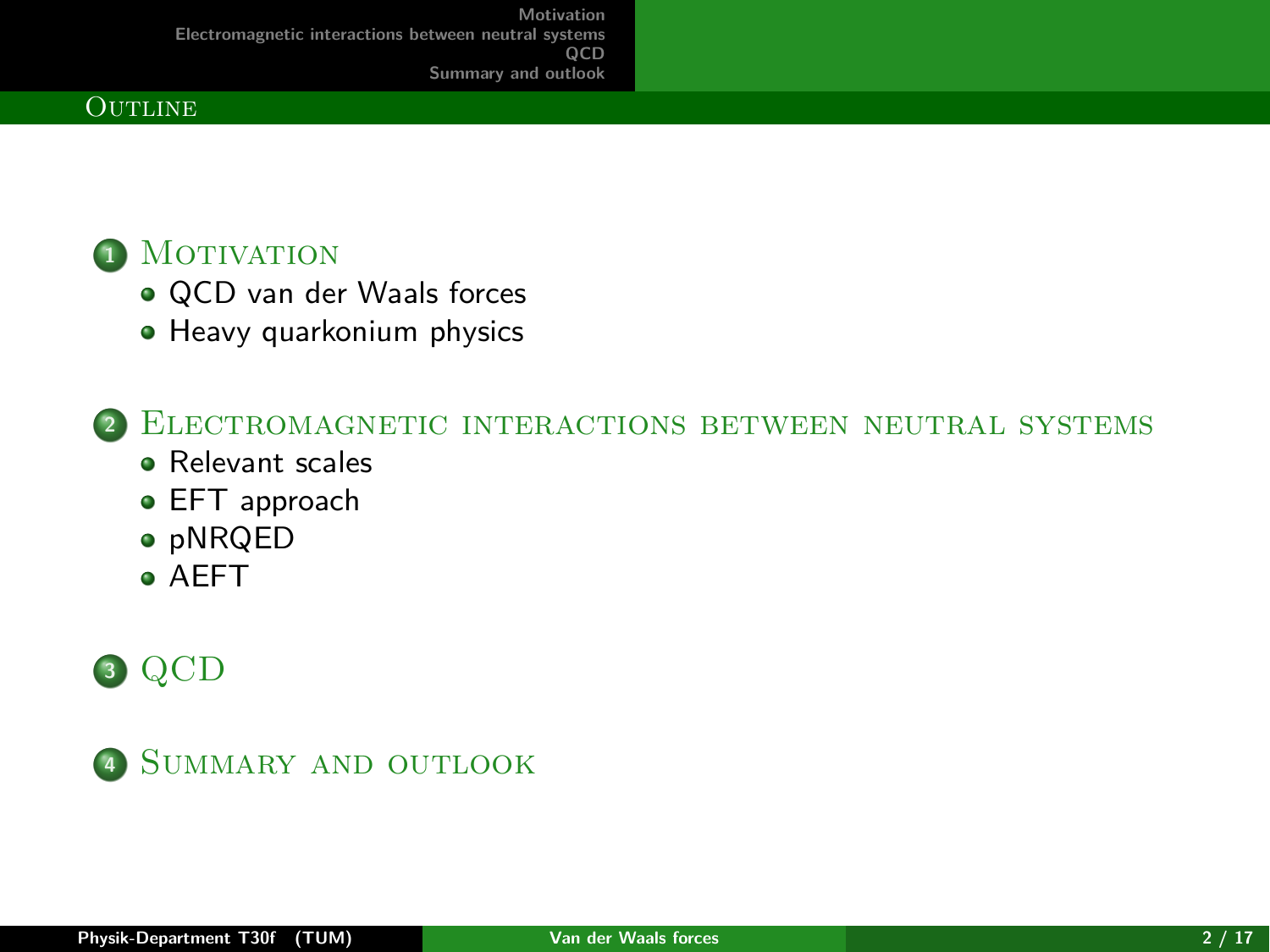# Outline

1. Motivation
   - QCD van der Waals forces
   - Heavy quarkonium physics

2. Electromagnetic interactions between neutral systems
   - Relevant scales
   - EFT approach
   - pNRQED
   - AEFT

3. QCD

4. Summary and outlook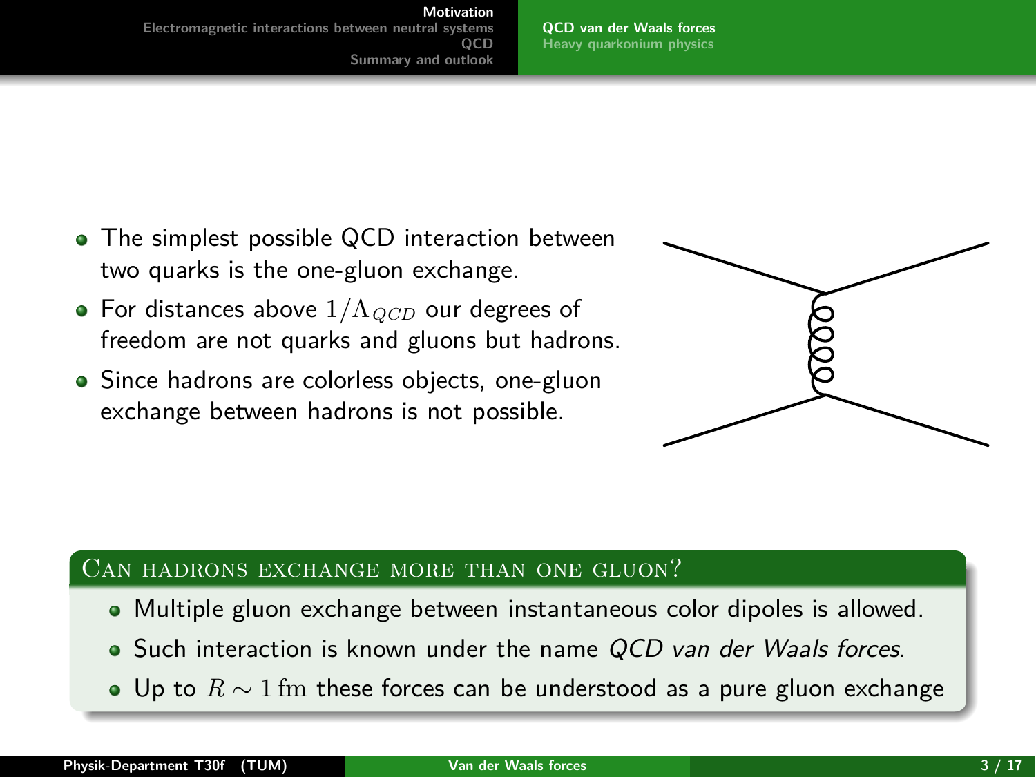- The simplest possible QCD interaction between two quarks is the one-gluon exchange.
- For distances above $1/\Lambda_{QCD}$ our degrees of freedom are not quarks and gluons but hadrons.
- Since hadrons are colorless objects, one-gluon exchange between hadrons is not possible.

### Can hadrons exchange more than one gluon?

- Multiple gluon exchange between instantaneous color dipoles is allowed.
- Such interaction is known under the name *QCD van der Waals forces*.
- Up to $R \sim 1\,\mathrm{fm}$ these forces can be understood as a pure gluon exchange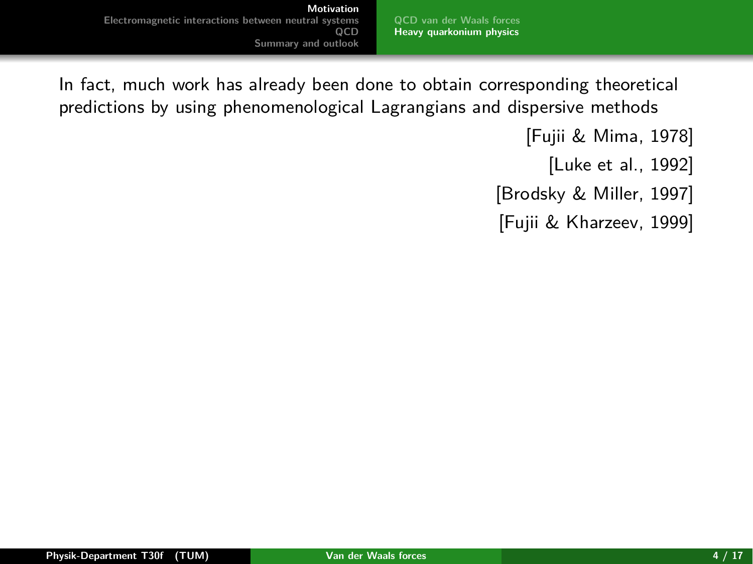In fact, much work has already been done to obtain corresponding theoretical predictions by using phenomenological Lagrangians and dispersive methods

[Fujii & Mima, 1978]

[Luke et al., 1992]

[Brodsky & Miller, 1997]

[Fujii & Kharzeev, 1999]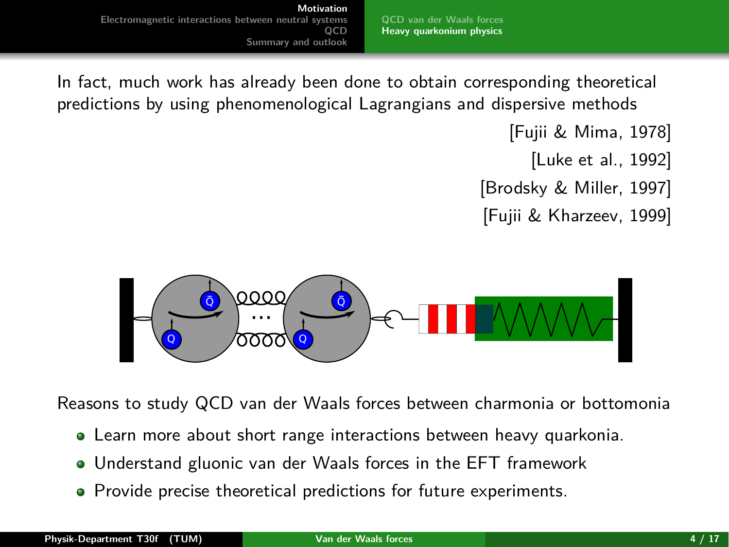In fact, much work has already been done to obtain corresponding theoretical predictions by using phenomenological Lagrangians and dispersive methods

[Fujii & Mima, 1978]

[Luke et al., 1992]

[Brodsky & Miller, 1997]

[Fujii & Kharzeev, 1999]

Reasons to study QCD van der Waals forces between charmonia or bottomonia

- Learn more about short range interactions between heavy quarkonia.
- Understand gluonic van der Waals forces in the EFT framework
- Provide precise theoretical predictions for future experiments.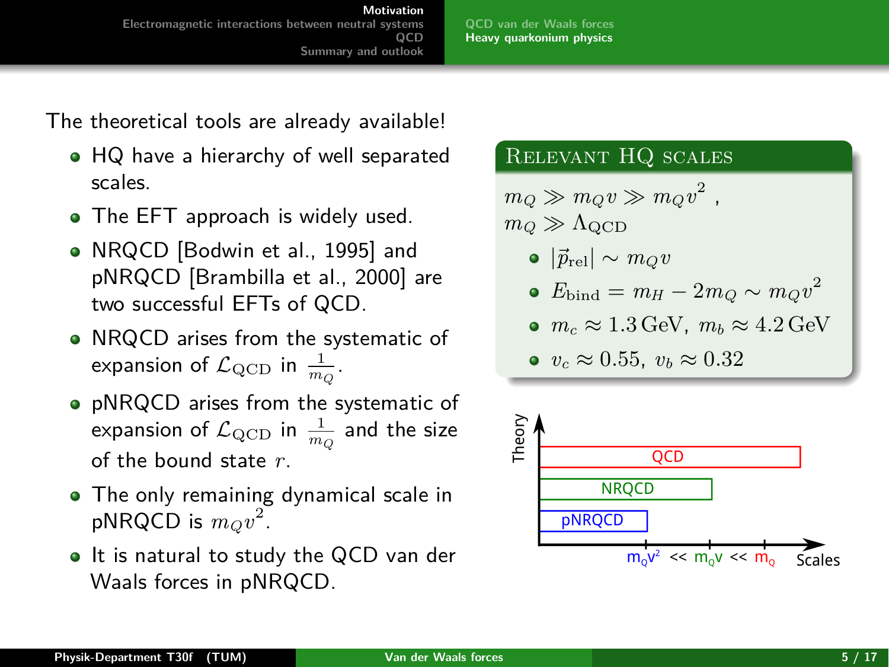The theoretical tools are already available!

- HQ have a hierarchy of well separated scales.
- The EFT approach is widely used.
- NRQCD [Bodwin et al., 1995] and pNRQCD [Brambilla et al., 2000] are two successful EFTs of QCD.
- NRQCD arises from the systematic of expansion of $\mathcal{L}_{\rm QCD}$ in $\frac{1}{m_Q}$.
- pNRQCD arises from the systematic of expansion of $\mathcal{L}_{\rm QCD}$ in $\frac{1}{m_Q}$ and the size of the bound state $r$.
- The only remaining dynamical scale in pNRQCD is $m_Q v^2$.
- It is natural to study the QCD van der Waals forces in pNRQCD.

**Relevant HQ scales**

$m_Q \gg m_Q v \gg m_Q v^2$ ,
$m_Q \gg \Lambda_{\rm QCD}$

- $|\vec{p}_{\rm rel}| \sim m_Q v$
- $E_{\rm bind} = m_H - 2m_Q \sim m_Q v^2$
- $m_c \approx 1.3\,{\rm GeV},\ m_b \approx 4.2\,{\rm GeV}$
- $v_c \approx 0.55,\ v_b \approx 0.32$

Theory: QCD, NRQCD, pNRQCD

Scales: $m_Q v^2$ << $m_Q v$ << $m_Q$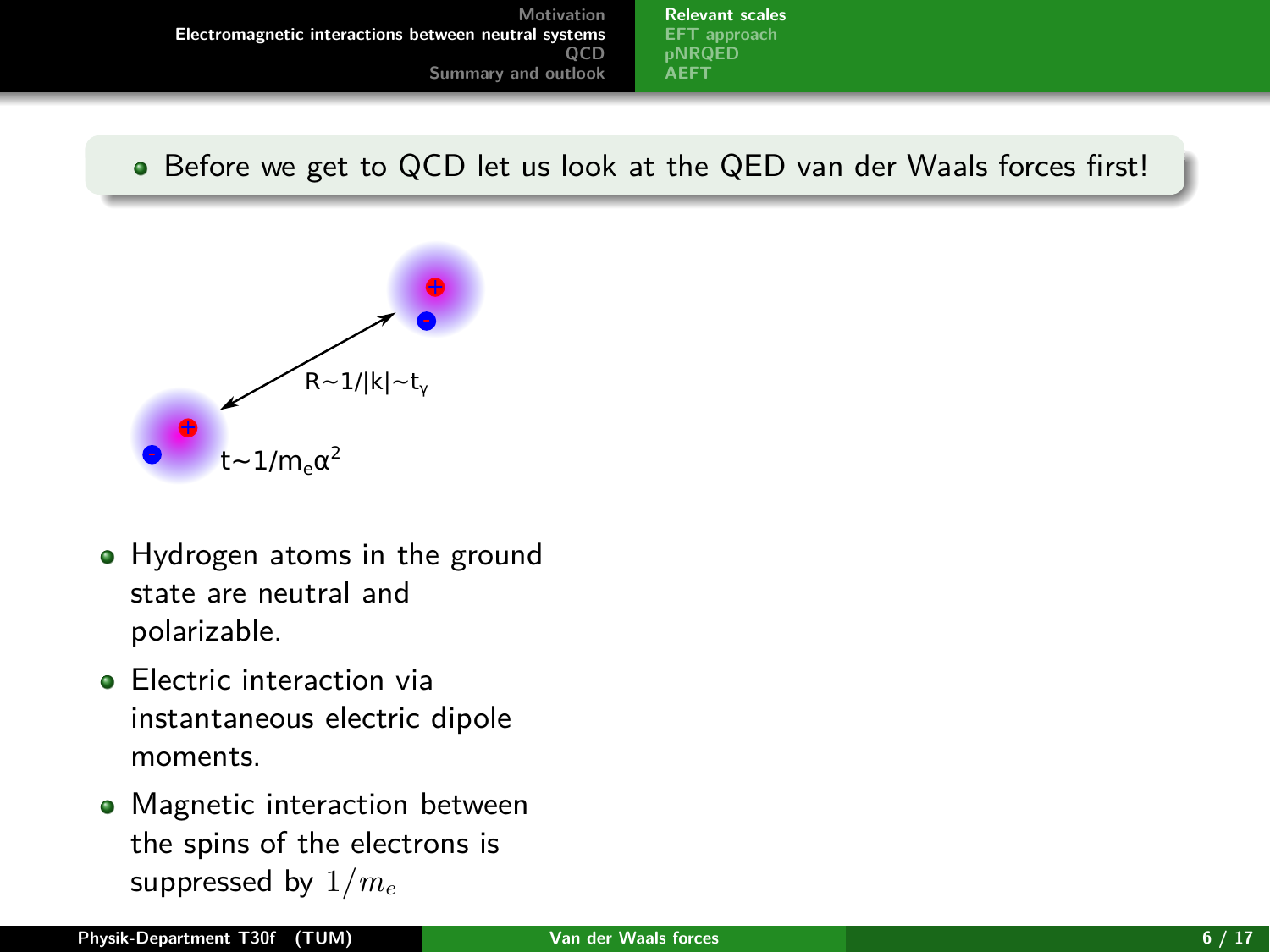- Before we get to QCD let us look at the QED van der Waals forces first!

$R \sim 1/|k| \sim t_\gamma$

$t \sim 1/m_e\alpha^2$

- Hydrogen atoms in the ground state are neutral and polarizable.
- Electric interaction via instantaneous electric dipole moments.
- Magnetic interaction between the spins of the electrons is suppressed by $1/m_e$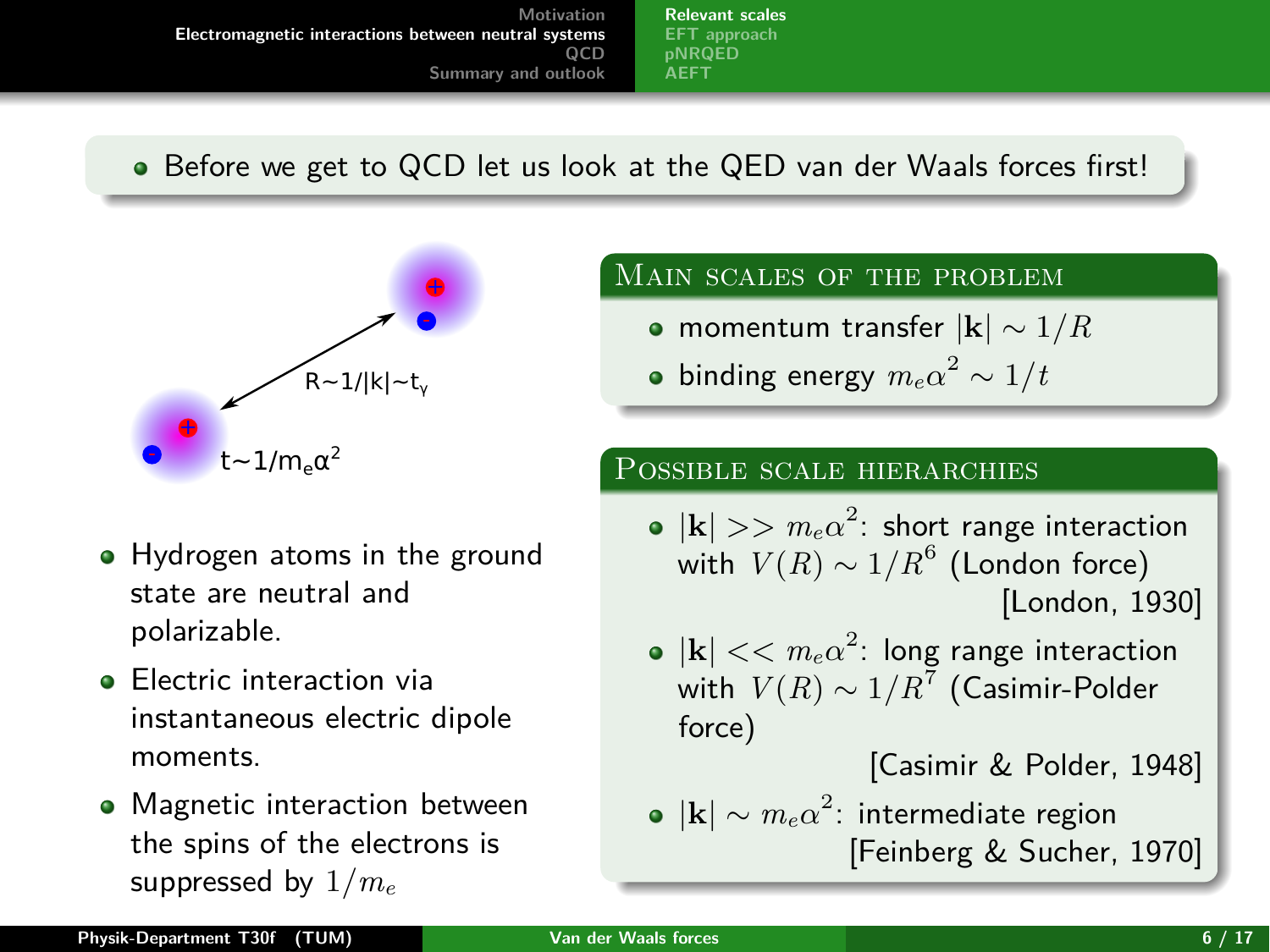- Before we get to QCD let us look at the QED van der Waals forces first!

R~1/|k|~t$_\gamma$

t~1/m$_e$α$^2$

- Hydrogen atoms in the ground state are neutral and polarizable.
- Electric interaction via instantaneous electric dipole moments.
- Magnetic interaction between the spins of the electrons is suppressed by $1/m_e$

### Main scales of the problem

- momentum transfer $|\mathbf{k}| \sim 1/R$
- binding energy $m_e\alpha^2 \sim 1/t$

### Possible scale hierarchies

- $|\mathbf{k}| >> m_e\alpha^2$: short range interaction with $V(R) \sim 1/R^6$ (London force) [London, 1930]
- $|\mathbf{k}| << m_e\alpha^2$: long range interaction with $V(R) \sim 1/R^7$ (Casimir-Polder force) [Casimir & Polder, 1948]
- $|\mathbf{k}| \sim m_e\alpha^2$: intermediate region [Feinberg & Sucher, 1970]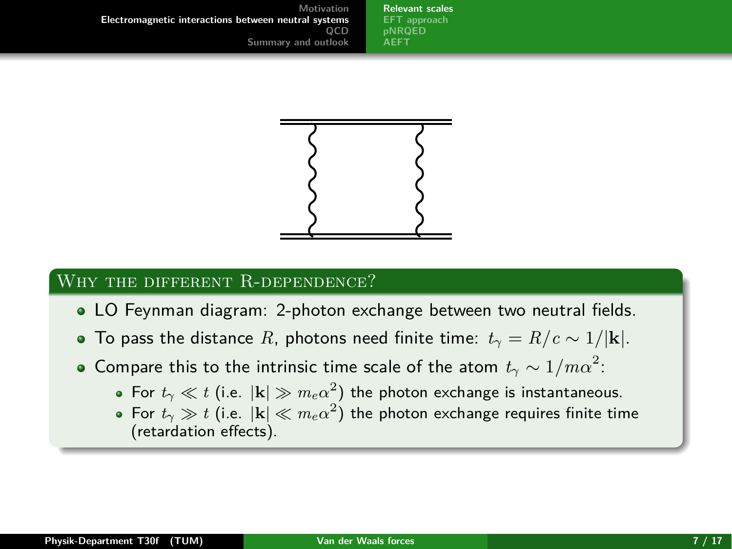## Why the different R-dependence?

- LO Feynman diagram: 2-photon exchange between two neutral fields.
- To pass the distance $R$, photons need finite time: $t_\gamma = R/c \sim 1/|\mathbf{k}|$.
- Compare this to the intrinsic time scale of the atom $t_\gamma \sim 1/m\alpha^2$:
  - For $t_\gamma \ll t$ (i.e. $|\mathbf{k}| \gg m_e\alpha^2$) the photon exchange is instantaneous.
  - For $t_\gamma \gg t$ (i.e. $|\mathbf{k}| \ll m_e\alpha^2$) the photon exchange requires finite time (retardation effects).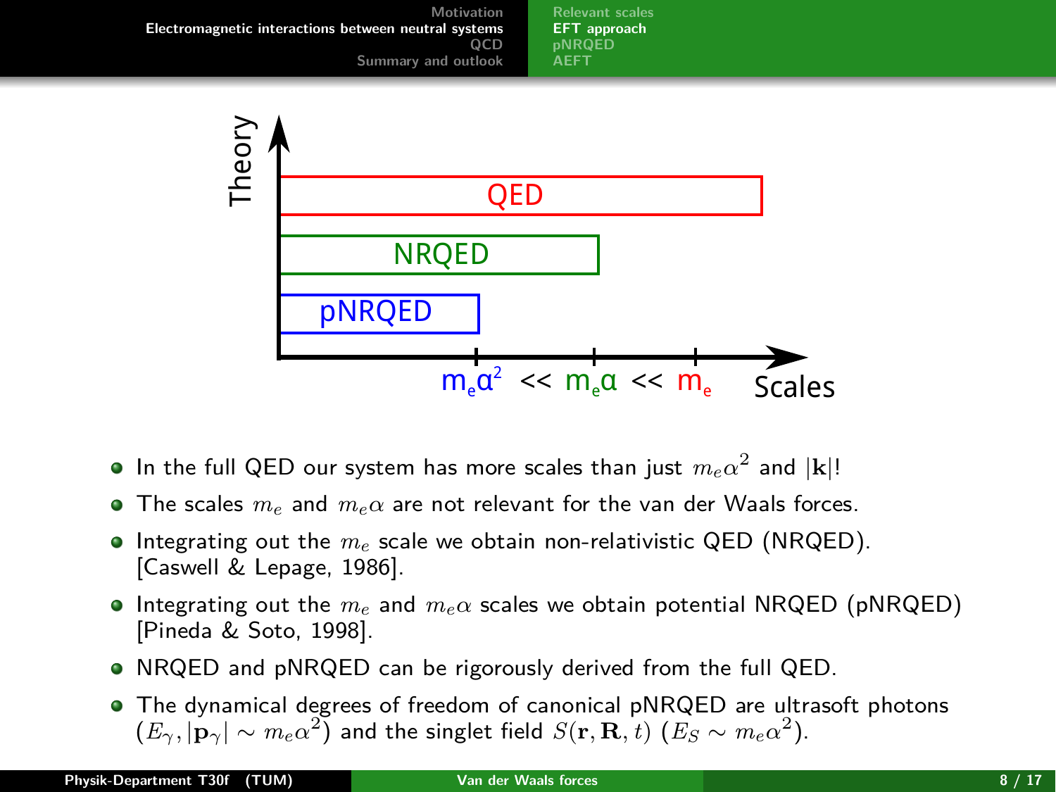- In the full QED our system has more scales than just $m_e\alpha^2$ and $|\mathbf{k}|$!
- The scales $m_e$ and $m_e\alpha$ are not relevant for the van der Waals forces.
- Integrating out the $m_e$ scale we obtain non-relativistic QED (NRQED). [Caswell & Lepage, 1986].
- Integrating out the $m_e$ and $m_e\alpha$ scales we obtain potential NRQED (pNRQED) [Pineda & Soto, 1998].
- NRQED and pNRQED can be rigorously derived from the full QED.
- The dynamical degrees of freedom of canonical pNRQED are ultrasoft photons ($E_\gamma, |\mathbf{p}_\gamma| \sim m_e\alpha^2$) and the singlet field $S(\mathbf{r}, \mathbf{R}, t)$ ($E_S \sim m_e\alpha^2$).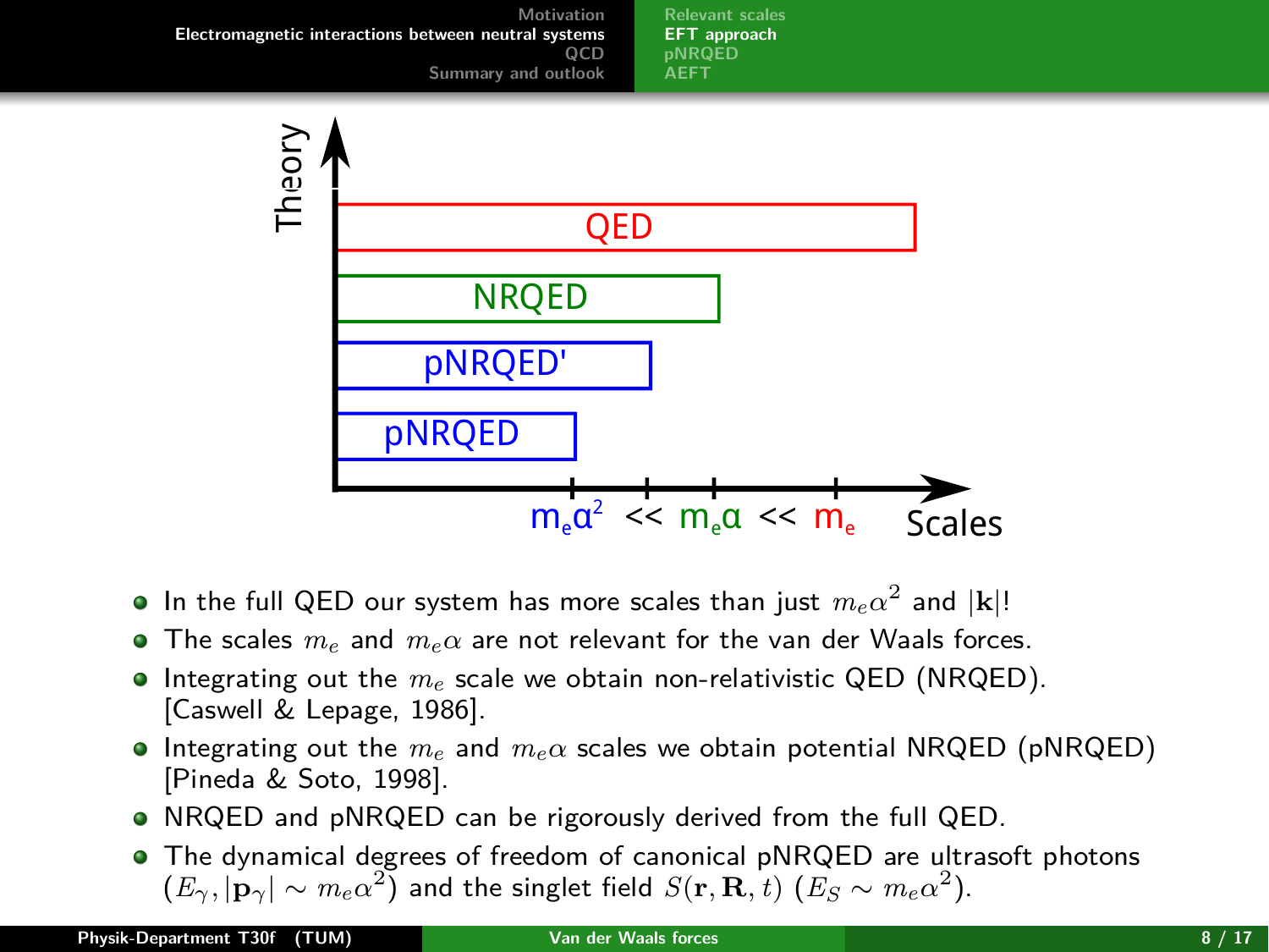- In the full QED our system has more scales than just $m_e\alpha^2$ and $|\mathbf{k}|$!
- The scales $m_e$ and $m_e\alpha$ are not relevant for the van der Waals forces.
- Integrating out the $m_e$ scale we obtain non-relativistic QED (NRQED). [Caswell & Lepage, 1986].
- Integrating out the $m_e$ and $m_e\alpha$ scales we obtain potential NRQED (pNRQED) [Pineda & Soto, 1998].
- NRQED and pNRQED can be rigorously derived from the full QED.
- The dynamical degrees of freedom of canonical pNRQED are ultrasoft photons ($E_\gamma, |\mathbf{p}_\gamma| \sim m_e\alpha^2$) and the singlet field $S(\mathbf{r}, \mathbf{R}, t)$ ($E_S \sim m_e\alpha^2$).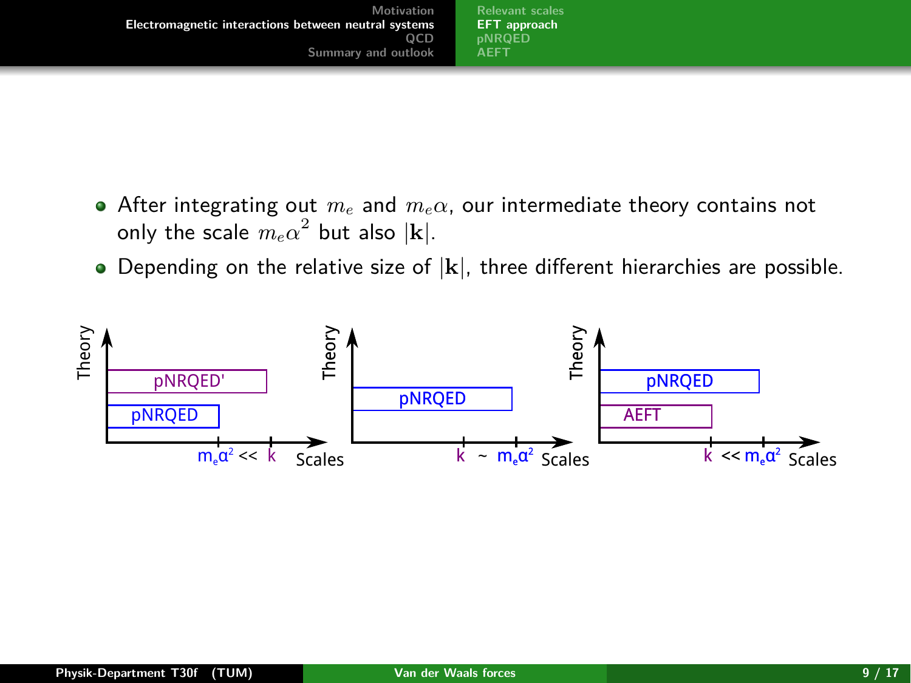- After integrating out $m_e$ and $m_e\alpha$, our intermediate theory contains not only the scale $m_e\alpha^2$ but also $|\mathbf{k}|$.
- Depending on the relative size of $|\mathbf{k}|$, three different hierarchies are possible.

Theory: pNRQED', pNRQED — Scales: $m_e\alpha^2 \ll k$

Theory: pNRQED — Scales: $k \sim m_e\alpha^2$

Theory: pNRQED, AEFT — Scales: $k \ll m_e\alpha^2$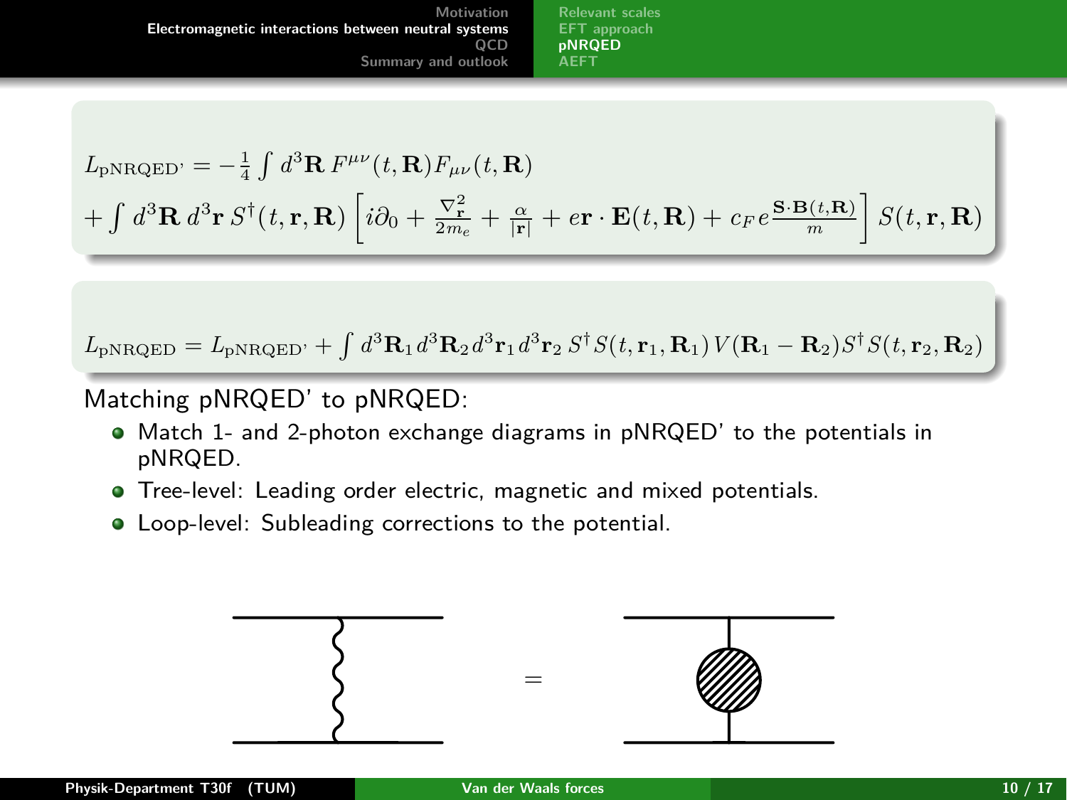$$L_{\text{pNRQED'}} = -\frac{1}{4}\int d^3\mathbf{R}\, F^{\mu\nu}(t,\mathbf{R})F_{\mu\nu}(t,\mathbf{R})$$
$$+\int d^3\mathbf{R}\, d^3\mathbf{r}\, S^\dagger(t,\mathbf{r},\mathbf{R})\left[i\partial_0 + \frac{\nabla_{\mathbf{r}}^2}{2m_e} + \frac{\alpha}{|\mathbf{r}|} + e\mathbf{r}\cdot\mathbf{E}(t,\mathbf{R}) + c_F\, e\frac{\mathbf{S}\cdot\mathbf{B}(t,\mathbf{R})}{m}\right]S(t,\mathbf{r},\mathbf{R})$$

$$L_{\text{pNRQED}} = L_{\text{pNRQED'}} + \int d^3\mathbf{R}_1\, d^3\mathbf{R}_2\, d^3\mathbf{r}_1\, d^3\mathbf{r}_2\, S^\dagger S(t,\mathbf{r}_1,\mathbf{R}_1)\, V(\mathbf{R}_1-\mathbf{R}_2) S^\dagger S(t,\mathbf{r}_2,\mathbf{R}_2)$$

Matching pNRQED' to pNRQED:

- Match 1- and 2-photon exchange diagrams in pNRQED' to the potentials in pNRQED.
- Tree-level: Leading order electric, magnetic and mixed potentials.
- Loop-level: Subleading corrections to the potential.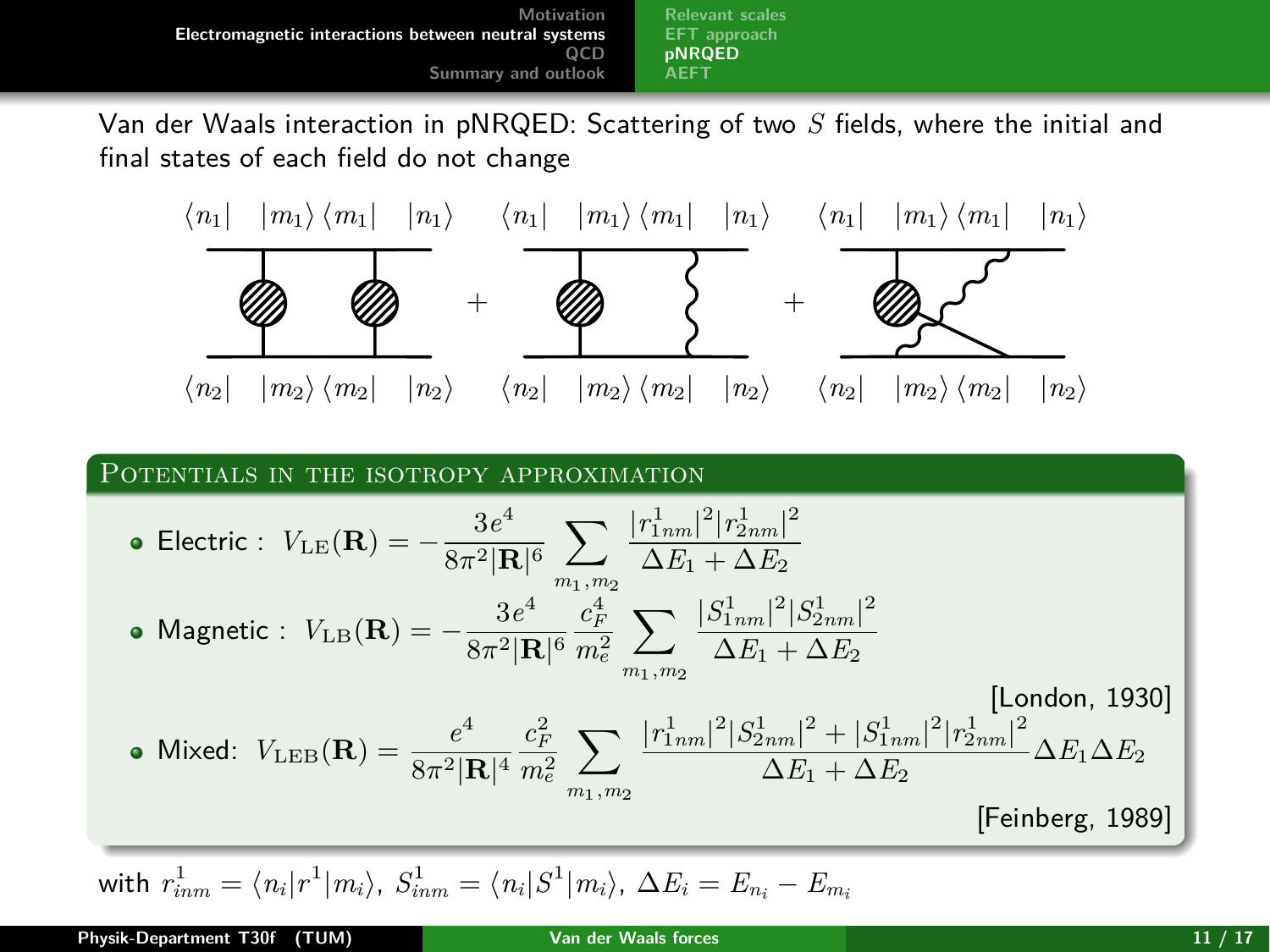Van der Waals interaction in pNRQED: Scattering of two $S$ fields, where the initial and final states of each field do not change

$\langle n_1|$ $|m_1\rangle \langle m_1|$ $|n_1\rangle$ $\langle n_1|$ $|m_1\rangle \langle m_1|$ $|n_1\rangle$ $\langle n_1|$ $|m_1\rangle \langle m_1|$ $|n_1\rangle$

$+$ $+$

$\langle n_2|$ $|m_2\rangle \langle m_2|$ $|n_2\rangle$ $\langle n_2|$ $|m_2\rangle \langle m_2|$ $|n_2\rangle$ $\langle n_2|$ $|m_2\rangle \langle m_2|$ $|n_2\rangle$

## Potentials in the isotropy approximation

- Electric : $V_{\rm LE}(\mathbf{R}) = -\dfrac{3e^4}{8\pi^2|\mathbf{R}|^6} \displaystyle\sum_{m_1,m_2} \dfrac{|r^1_{1nm}|^2 |r^1_{2nm}|^2}{\Delta E_1 + \Delta E_2}$
- Magnetic : $V_{\rm LB}(\mathbf{R}) = -\dfrac{3e^4}{8\pi^2|\mathbf{R}|^6} \dfrac{c_F^4}{m_e^2} \displaystyle\sum_{m_1,m_2} \dfrac{|S^1_{1nm}|^2 |S^1_{2nm}|^2}{\Delta E_1 + \Delta E_2}$

[London, 1930]

- Mixed: $V_{\rm LEB}(\mathbf{R}) = \dfrac{e^4}{8\pi^2|\mathbf{R}|^4} \dfrac{c_F^2}{m_e^2} \displaystyle\sum_{m_1,m_2} \dfrac{|r^1_{1nm}|^2 |S^1_{2nm}|^2 + |S^1_{1nm}|^2 |r^1_{2nm}|^2}{\Delta E_1 + \Delta E_2} \Delta E_1 \Delta E_2$

[Feinberg, 1989]

with $r^1_{inm} = \langle n_i|r^1|m_i\rangle$, $S^1_{inm} = \langle n_i|S^1|m_i\rangle$, $\Delta E_i = E_{n_i} - E_{m_i}$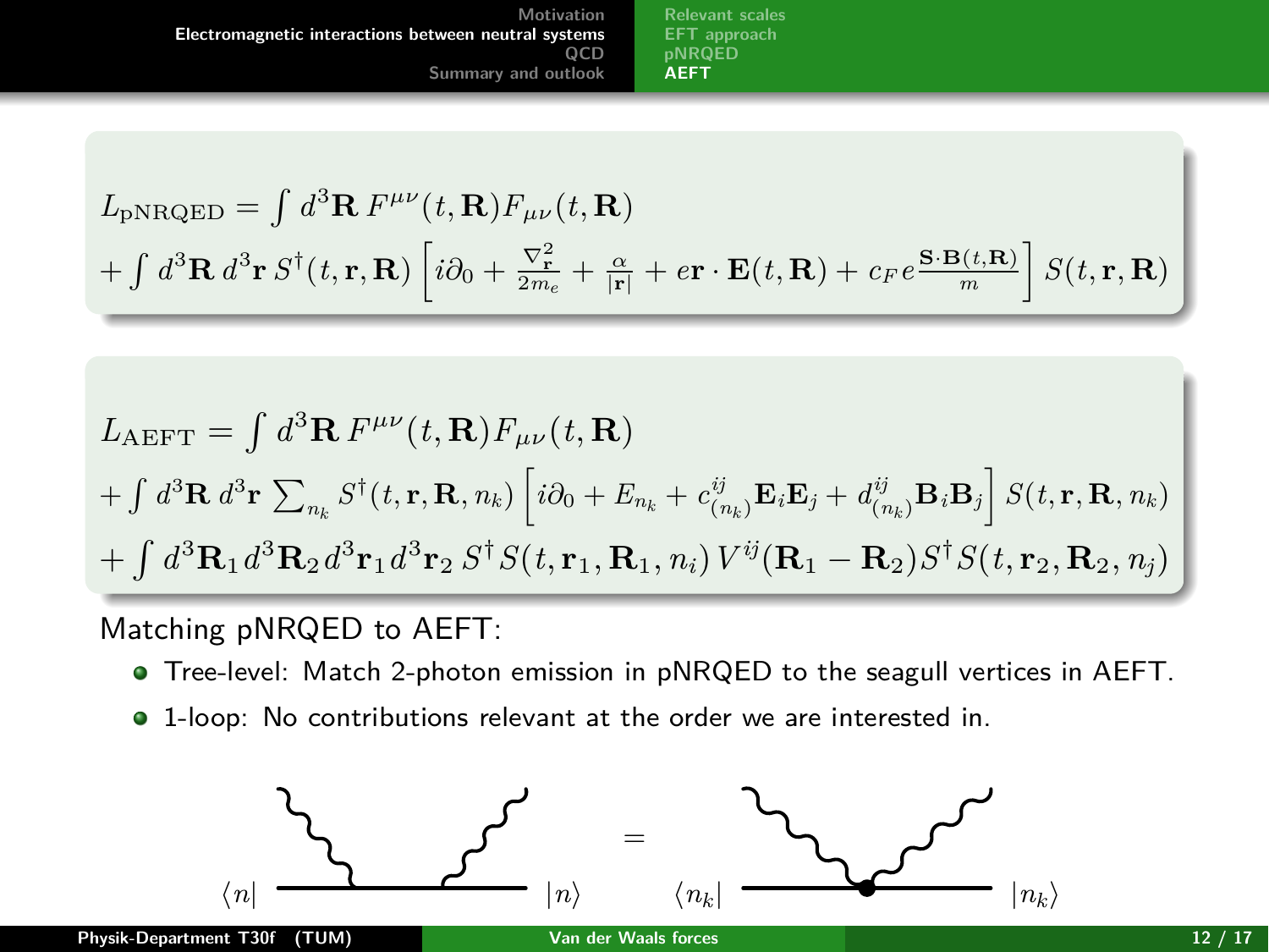$$L_{\text{pNRQED}} = \int d^3\mathbf{R}\, F^{\mu\nu}(t,\mathbf{R}) F_{\mu\nu}(t,\mathbf{R})$$
$$+ \int d^3\mathbf{R}\, d^3\mathbf{r}\, S^\dagger(t,\mathbf{r},\mathbf{R}) \left[ i\partial_0 + \frac{\nabla_\mathbf{r}^2}{2m_e} + \frac{\alpha}{|\mathbf{r}|} + e\mathbf{r}\cdot\mathbf{E}(t,\mathbf{R}) + c_F e \frac{\mathbf{S}\cdot\mathbf{B}(t,\mathbf{R})}{m} \right] S(t,\mathbf{r},\mathbf{R})$$

$$L_{\text{AEFT}} = \int d^3\mathbf{R}\, F^{\mu\nu}(t,\mathbf{R}) F_{\mu\nu}(t,\mathbf{R})$$
$$+ \int d^3\mathbf{R}\, d^3\mathbf{r} \sum_{n_k} S^\dagger(t,\mathbf{r},\mathbf{R},n_k) \left[ i\partial_0 + E_{n_k} + c^{ij}_{(n_k)} \mathbf{E}_i \mathbf{E}_j + d^{ij}_{(n_k)} \mathbf{B}_i \mathbf{B}_j \right] S(t,\mathbf{r},\mathbf{R},n_k)$$
$$+ \int d^3\mathbf{R}_1 d^3\mathbf{R}_2 d^3\mathbf{r}_1 d^3\mathbf{r}_2\, S^\dagger S(t,\mathbf{r}_1,\mathbf{R}_1,n_i)\, V^{ij}(\mathbf{R}_1 - \mathbf{R}_2) S^\dagger S(t,\mathbf{r}_2,\mathbf{R}_2,n_j)$$

Matching pNRQED to AEFT:

- Tree-level: Match 2-photon emission in pNRQED to the seagull vertices in AEFT.
- 1-loop: No contributions relevant at the order we are interested in.

$\langle n|$ —— $|n\rangle$ = $\langle n_k|$ —— $|n_k\rangle$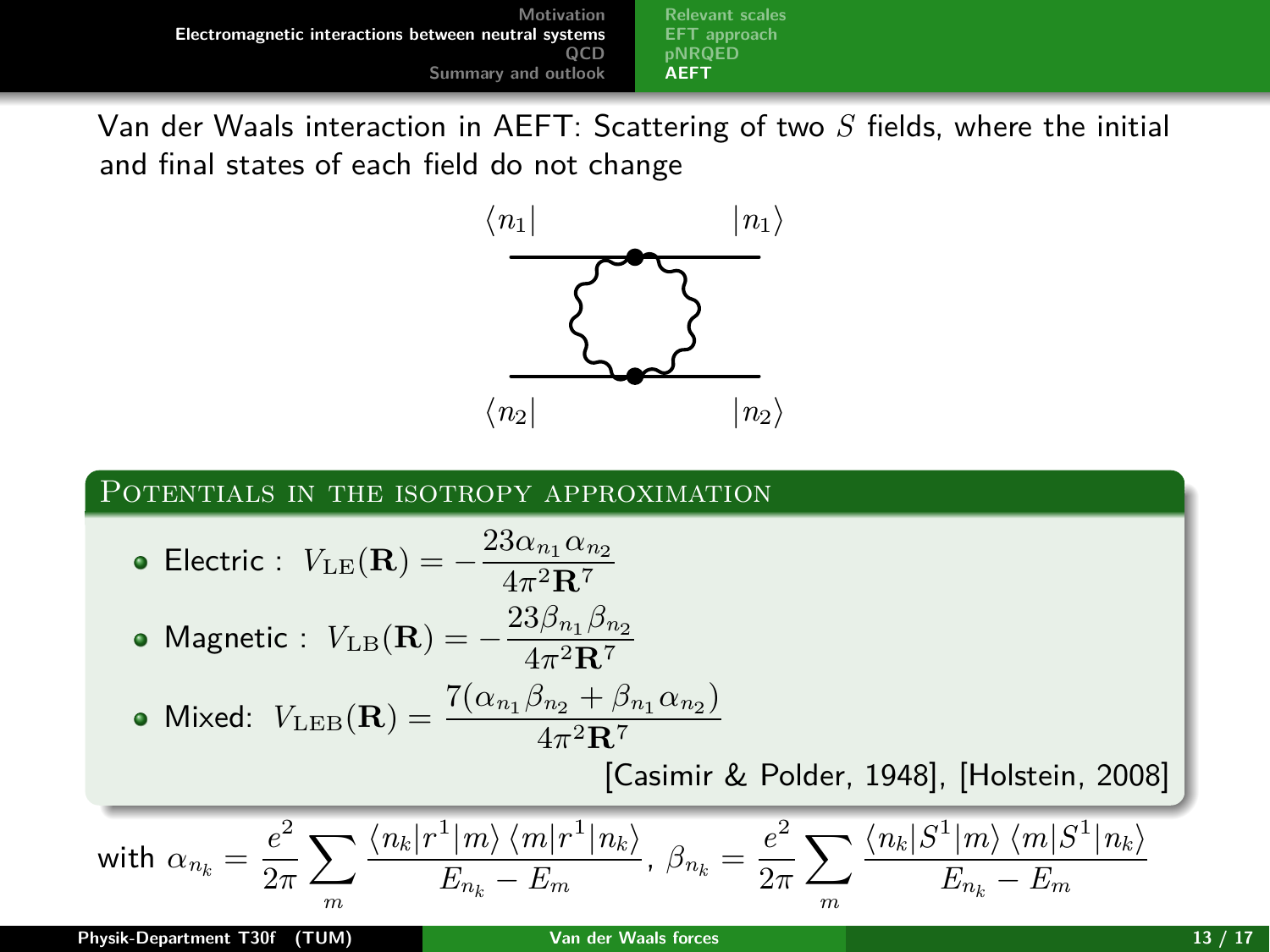Van der Waals interaction in AEFT: Scattering of two $S$ fields, where the initial and final states of each field do not change

$\langle n_1|$ $|n_1\rangle$

$\langle n_2|$ $|n_2\rangle$

### Potentials in the isotropy approximation

- Electric : $V_{\mathrm{LE}}(\mathbf{R}) = -\dfrac{23\alpha_{n_1}\alpha_{n_2}}{4\pi^2\mathbf{R}^7}$
- Magnetic : $V_{\mathrm{LB}}(\mathbf{R}) = -\dfrac{23\beta_{n_1}\beta_{n_2}}{4\pi^2\mathbf{R}^7}$
- Mixed: $V_{\mathrm{LEB}}(\mathbf{R}) = \dfrac{7(\alpha_{n_1}\beta_{n_2} + \beta_{n_1}\alpha_{n_2})}{4\pi^2\mathbf{R}^7}$

[Casimir & Polder, 1948], [Holstein, 2008]

with $\alpha_{n_k} = \dfrac{e^2}{2\pi}\displaystyle\sum_m \dfrac{\langle n_k|r^1|m\rangle\langle m|r^1|n_k\rangle}{E_{n_k} - E_m}$, $\beta_{n_k} = \dfrac{e^2}{2\pi}\displaystyle\sum_m \dfrac{\langle n_k|S^1|m\rangle\langle m|S^1|n_k\rangle}{E_{n_k} - E_m}$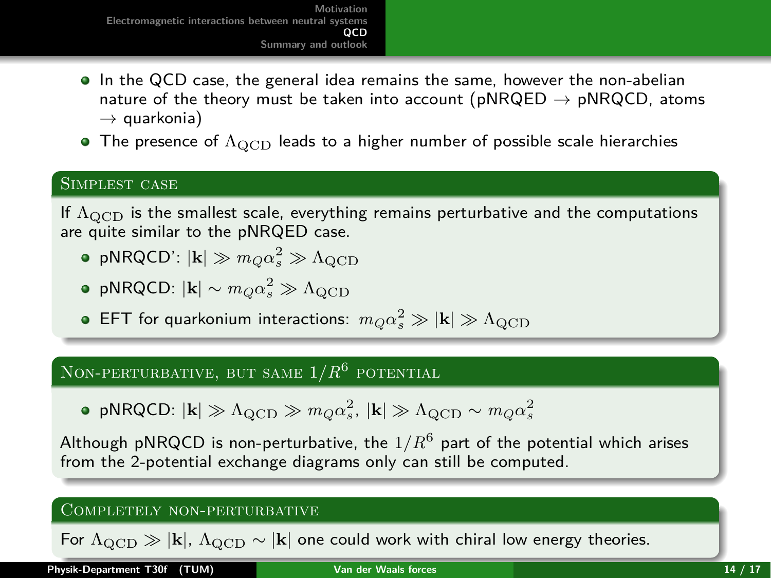- In the QCD case, the general idea remains the same, however the non-abelian nature of the theory must be taken into account (pNRQED $\rightarrow$ pNRQCD, atoms $\rightarrow$ quarkonia)
- The presence of $\Lambda_{\rm QCD}$ leads to a higher number of possible scale hierarchies

### Simplest case

If $\Lambda_{\rm QCD}$ is the smallest scale, everything remains perturbative and the computations are quite similar to the pNRQED case.

- pNRQCD': $|\mathbf{k}| \gg m_Q\alpha_s^2 \gg \Lambda_{\rm QCD}$
- pNRQCD: $|\mathbf{k}| \sim m_Q\alpha_s^2 \gg \Lambda_{\rm QCD}$
- EFT for quarkonium interactions: $m_Q\alpha_s^2 \gg |\mathbf{k}| \gg \Lambda_{\rm QCD}$

### Non-perturbative, but same $1/R^6$ potential

- pNRQCD: $|\mathbf{k}| \gg \Lambda_{\rm QCD} \gg m_Q\alpha_s^2$, $|\mathbf{k}| \gg \Lambda_{\rm QCD} \sim m_Q\alpha_s^2$

Although pNRQCD is non-perturbative, the $1/R^6$ part of the potential which arises from the 2-potential exchange diagrams only can still be computed.

### Completely non-perturbative

For $\Lambda_{\rm QCD} \gg |\mathbf{k}|$, $\Lambda_{\rm QCD} \sim |\mathbf{k}|$ one could work with chiral low energy theories.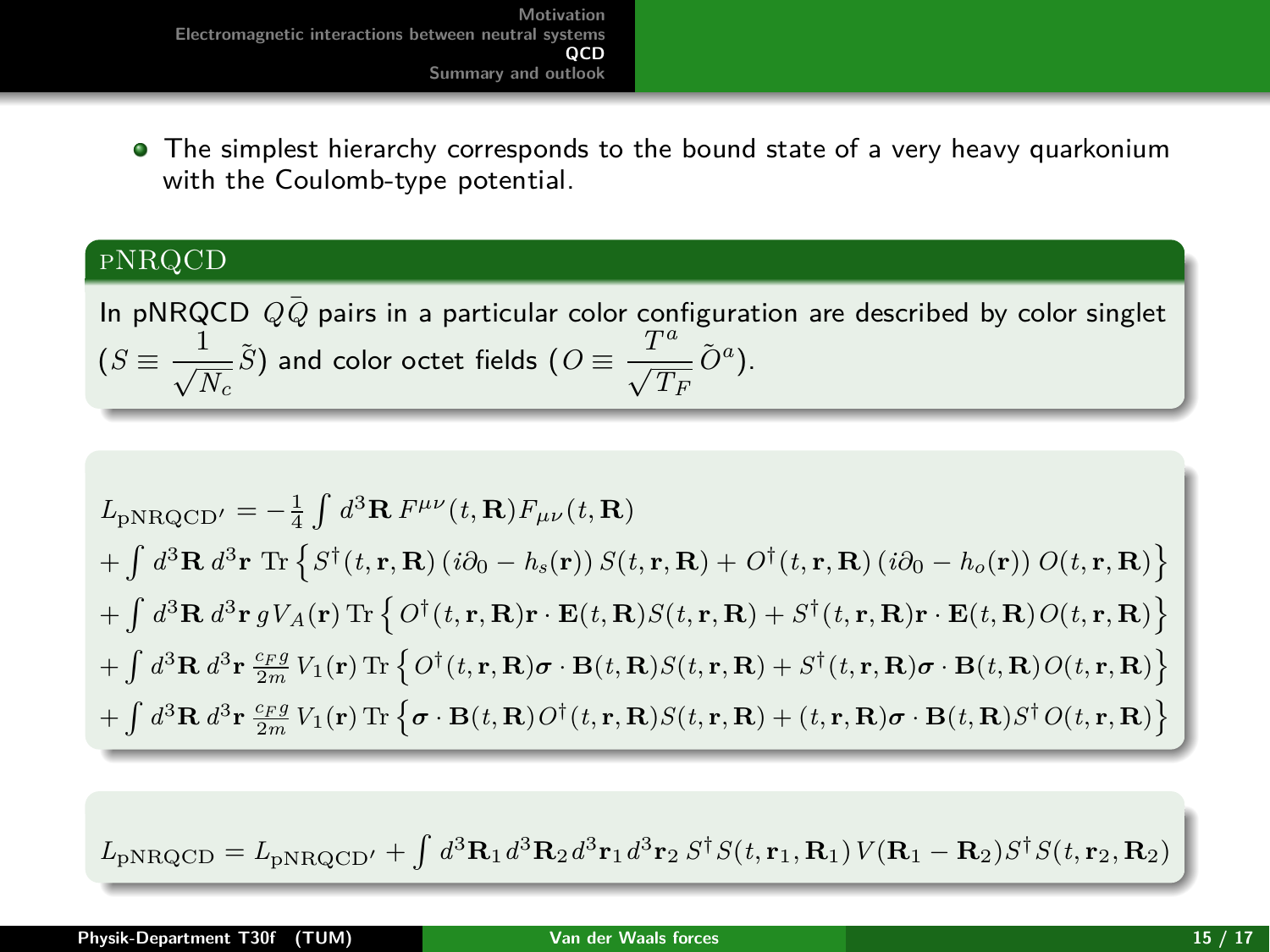- The simplest hierarchy corresponds to the bound state of a very heavy quarkonium with the Coulomb-type potential.

### pNRQCD

In pNRQCD $Q\bar{Q}$ pairs in a particular color configuration are described by color singlet ($S \equiv \frac{1}{\sqrt{N_c}}\tilde{S}$) and color octet fields ($O \equiv \frac{T^a}{\sqrt{T_F}}\tilde{O}^a$).

$$
\begin{aligned}
L_{\text{pNRQCD}'} &= -\tfrac{1}{4}\int d^3\mathbf{R}\, F^{\mu\nu}(t,\mathbf{R})F_{\mu\nu}(t,\mathbf{R}) \\
&+ \int d^3\mathbf{R}\, d^3\mathbf{r}\ \mathrm{Tr}\left\{ S^\dagger(t,\mathbf{r},\mathbf{R})\left(i\partial_0 - h_s(\mathbf{r})\right)S(t,\mathbf{r},\mathbf{R}) + O^\dagger(t,\mathbf{r},\mathbf{R})\left(i\partial_0 - h_o(\mathbf{r})\right)O(t,\mathbf{r},\mathbf{R})\right\} \\
&+ \int d^3\mathbf{R}\, d^3\mathbf{r}\, gV_A(\mathbf{r})\,\mathrm{Tr}\left\{ O^\dagger(t,\mathbf{r},\mathbf{R})\mathbf{r}\cdot\mathbf{E}(t,\mathbf{R})S(t,\mathbf{r},\mathbf{R}) + S^\dagger(t,\mathbf{r},\mathbf{R})\mathbf{r}\cdot\mathbf{E}(t,\mathbf{R})O(t,\mathbf{r},\mathbf{R})\right\} \\
&+ \int d^3\mathbf{R}\, d^3\mathbf{r}\, \tfrac{c_F g}{2m}\, V_1(\mathbf{r})\,\mathrm{Tr}\left\{ O^\dagger(t,\mathbf{r},\mathbf{R})\boldsymbol{\sigma}\cdot\mathbf{B}(t,\mathbf{R})S(t,\mathbf{r},\mathbf{R}) + S^\dagger(t,\mathbf{r},\mathbf{R})\boldsymbol{\sigma}\cdot\mathbf{B}(t,\mathbf{R})O(t,\mathbf{r},\mathbf{R})\right\} \\
&+ \int d^3\mathbf{R}\, d^3\mathbf{r}\, \tfrac{c_F g}{2m}\, V_1(\mathbf{r})\,\mathrm{Tr}\left\{ \boldsymbol{\sigma}\cdot\mathbf{B}(t,\mathbf{R})O^\dagger(t,\mathbf{r},\mathbf{R})S(t,\mathbf{r},\mathbf{R}) + (t,\mathbf{r},\mathbf{R})\boldsymbol{\sigma}\cdot\mathbf{B}(t,\mathbf{R})S^\dagger\, O(t,\mathbf{r},\mathbf{R})\right\}
\end{aligned}
$$

$$
L_{\text{pNRQCD}} = L_{\text{pNRQCD}'} + \int d^3\mathbf{R}_1\, d^3\mathbf{R}_2\, d^3\mathbf{r}_1\, d^3\mathbf{r}_2\ S^\dagger S(t,\mathbf{r}_1,\mathbf{R}_1)\, V(\mathbf{R}_1 - \mathbf{R}_2) S^\dagger S(t,\mathbf{r}_2,\mathbf{R}_2)
$$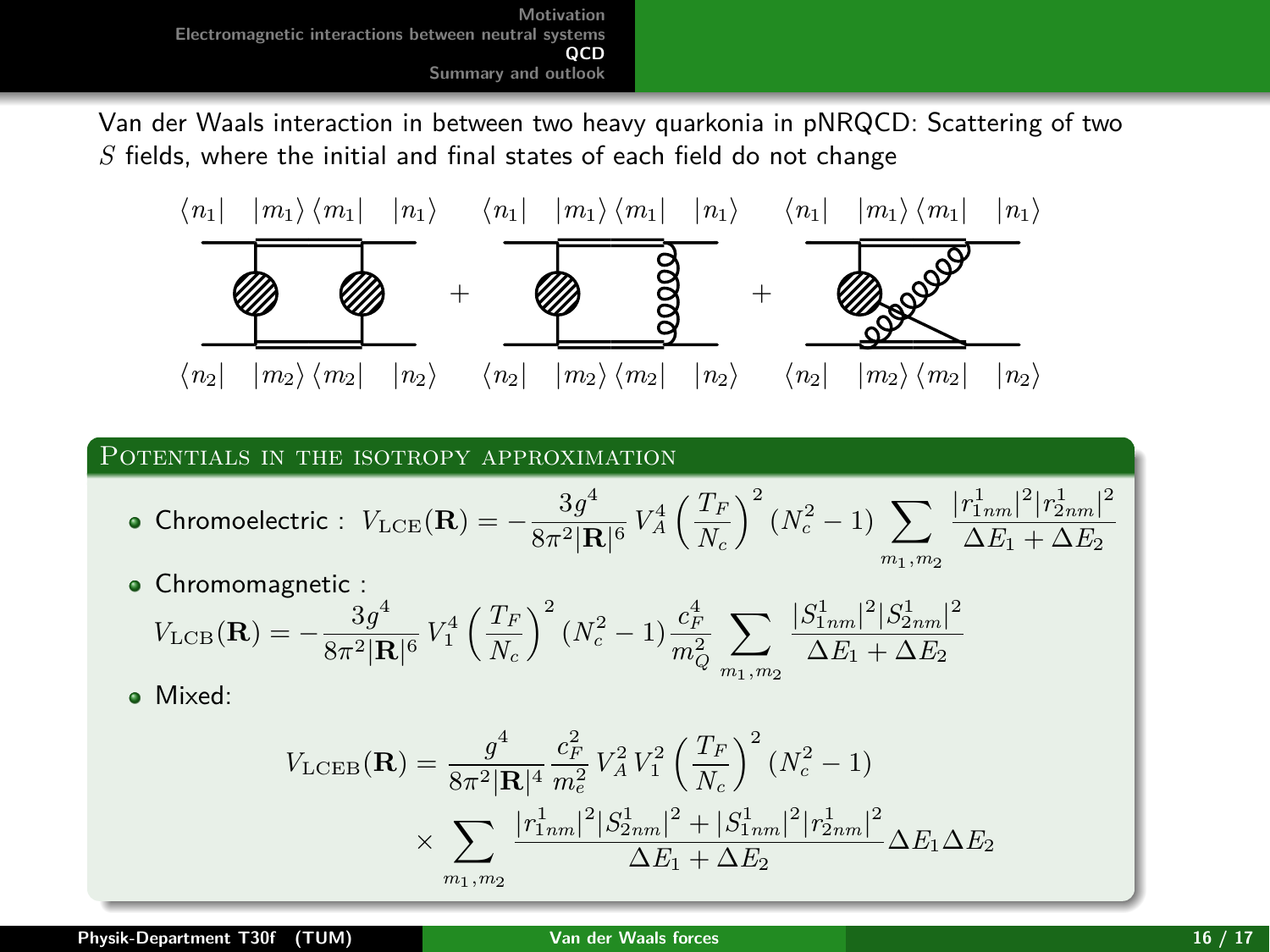Van der Waals interaction in between two heavy quarkonia in pNRQCD: Scattering of two $S$ fields, where the initial and final states of each field do not change

$\langle n_1| \quad |m_1\rangle\langle m_1| \quad |n_1\rangle \qquad \langle n_1| \quad |m_1\rangle\langle m_1| \quad |n_1\rangle \qquad \langle n_1| \quad |m_1\rangle\langle m_1| \quad |n_1\rangle$

$\langle n_2| \quad |m_2\rangle\langle m_2| \quad |n_2\rangle \qquad \langle n_2| \quad |m_2\rangle\langle m_2| \quad |n_2\rangle \qquad \langle n_2| \quad |m_2\rangle\langle m_2| \quad |n_2\rangle$

### Potentials in the isotropy approximation

- Chromoelectric : $V_{\rm LCE}(\mathbf{R}) = -\dfrac{3g^4}{8\pi^2|\mathbf{R}|^6}\, V_A^4 \left(\dfrac{T_F}{N_c}\right)^2 (N_c^2-1) \displaystyle\sum_{m_1,m_2} \dfrac{|r^1_{1nm}|^2 |r^1_{2nm}|^2}{\Delta E_1 + \Delta E_2}$

- Chromomagnetic :

$$V_{\rm LCB}(\mathbf{R}) = -\frac{3g^4}{8\pi^2|\mathbf{R}|^6}\, V_1^4 \left(\frac{T_F}{N_c}\right)^2 (N_c^2-1) \frac{c_F^4}{m_Q^2} \sum_{m_1,m_2} \frac{|S^1_{1nm}|^2 |S^1_{2nm}|^2}{\Delta E_1 + \Delta E_2}$$

- Mixed:

$$V_{\rm LCEB}(\mathbf{R}) = \frac{g^4}{8\pi^2|\mathbf{R}|^4} \frac{c_F^2}{m_e^2}\, V_A^2 V_1^2 \left(\frac{T_F}{N_c}\right)^2 (N_c^2-1) \times \sum_{m_1,m_2} \frac{|r^1_{1nm}|^2 |S^1_{2nm}|^2 + |S^1_{1nm}|^2 |r^1_{2nm}|^2}{\Delta E_1 + \Delta E_2} \Delta E_1 \Delta E_2$$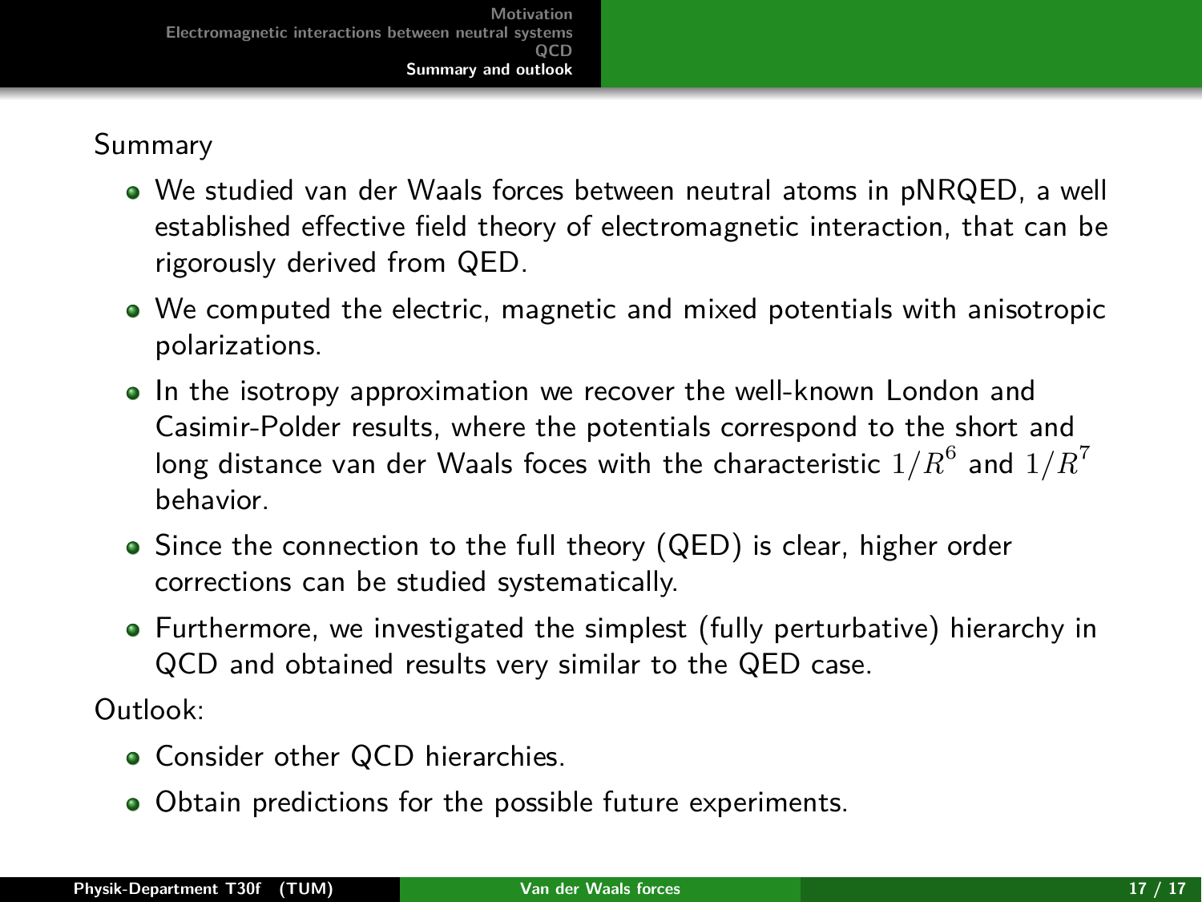Summary

- We studied van der Waals forces between neutral atoms in pNRQED, a well established effective field theory of electromagnetic interaction, that can be rigorously derived from QED.
- We computed the electric, magnetic and mixed potentials with anisotropic polarizations.
- In the isotropy approximation we recover the well-known London and Casimir-Polder results, where the potentials correspond to the short and long distance van der Waals foces with the characteristic $1/R^6$ and $1/R^7$ behavior.
- Since the connection to the full theory (QED) is clear, higher order corrections can be studied systematically.
- Furthermore, we investigated the simplest (fully perturbative) hierarchy in QCD and obtained results very similar to the QED case.

Outlook:

- Consider other QCD hierarchies.
- Obtain predictions for the possible future experiments.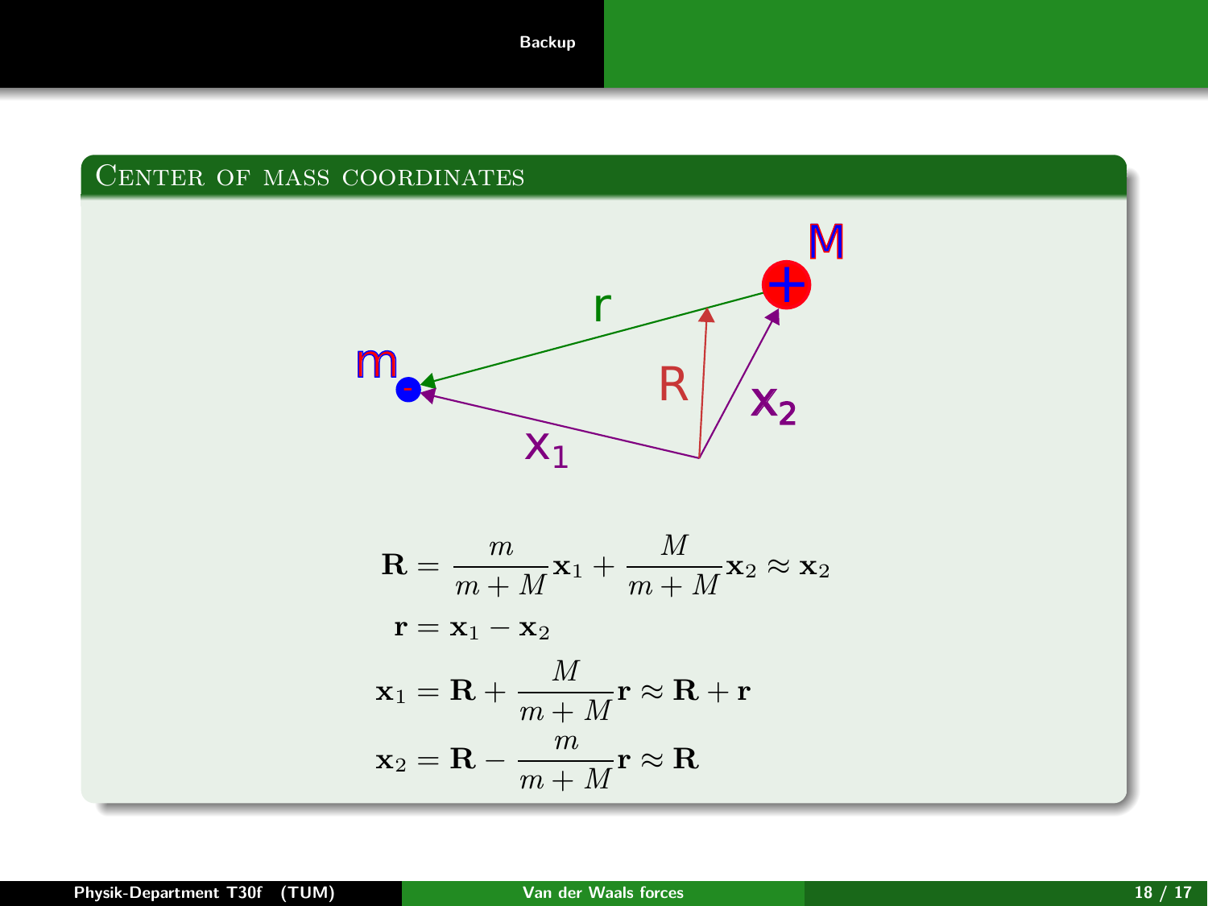## Center of mass coordinates

$$\mathbf{R} = \frac{m}{m+M}\mathbf{x}_1 + \frac{M}{m+M}\mathbf{x}_2 \approx \mathbf{x}_2$$

$$\mathbf{r} = \mathbf{x}_1 - \mathbf{x}_2$$

$$\mathbf{x}_1 = \mathbf{R} + \frac{M}{m+M}\mathbf{r} \approx \mathbf{R} + \mathbf{r}$$

$$\mathbf{x}_2 = \mathbf{R} - \frac{m}{m+M}\mathbf{r} \approx \mathbf{R}$$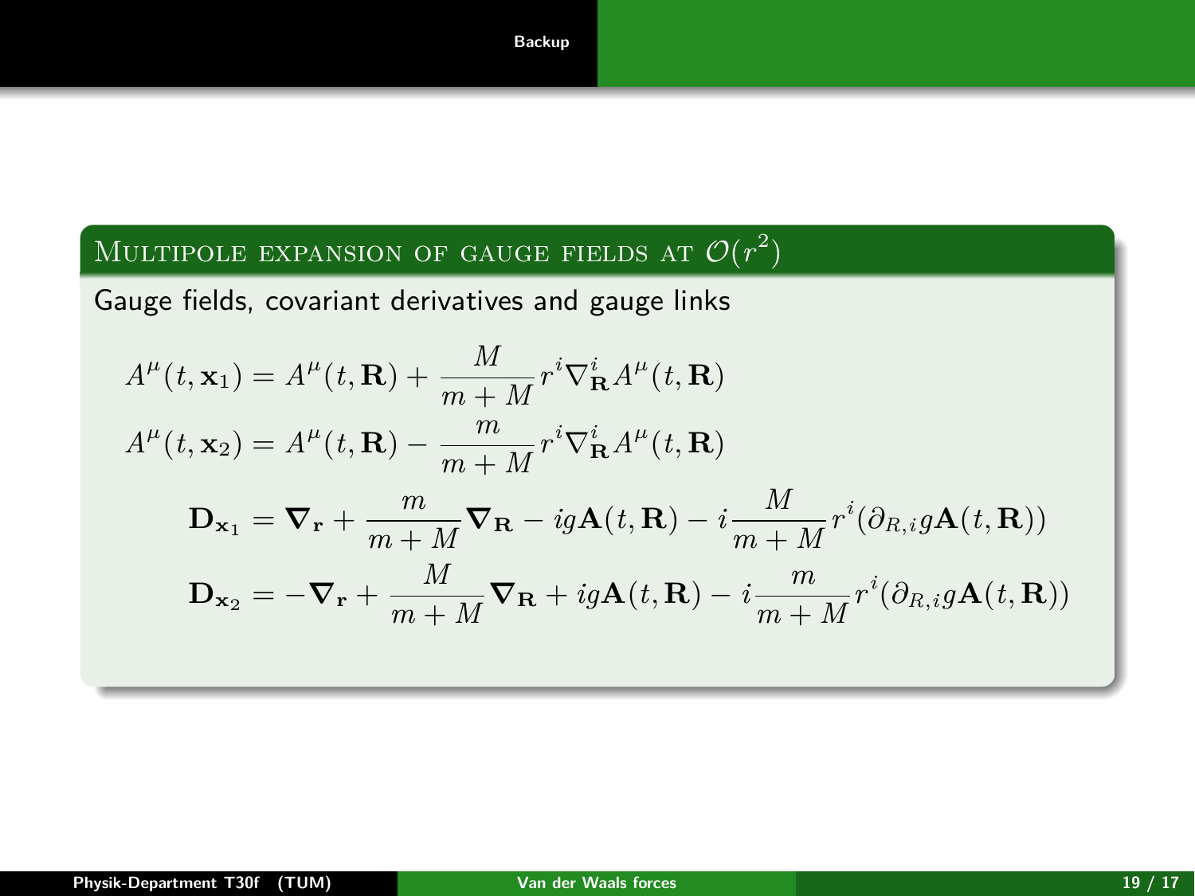## Multipole expansion of gauge fields at $\mathcal{O}(r^2)$

Gauge fields, covariant derivatives and gauge links

$$A^\mu(t, \mathbf{x}_1) = A^\mu(t, \mathbf{R}) + \frac{M}{m+M} r^i \nabla^i_{\mathbf{R}} A^\mu(t, \mathbf{R})$$

$$A^\mu(t, \mathbf{x}_2) = A^\mu(t, \mathbf{R}) - \frac{m}{m+M} r^i \nabla^i_{\mathbf{R}} A^\mu(t, \mathbf{R})$$

$$\mathbf{D}_{\mathbf{x}_1} = \boldsymbol{\nabla}_{\mathbf{r}} + \frac{m}{m+M} \boldsymbol{\nabla}_{\mathbf{R}} - ig\mathbf{A}(t, \mathbf{R}) - i\frac{M}{m+M} r^i (\partial_{R,i} g\mathbf{A}(t, \mathbf{R}))$$

$$\mathbf{D}_{\mathbf{x}_2} = -\boldsymbol{\nabla}_{\mathbf{r}} + \frac{M}{m+M} \boldsymbol{\nabla}_{\mathbf{R}} + ig\mathbf{A}(t, \mathbf{R}) - i\frac{m}{m+M} r^i (\partial_{R,i} g\mathbf{A}(t, \mathbf{R}))$$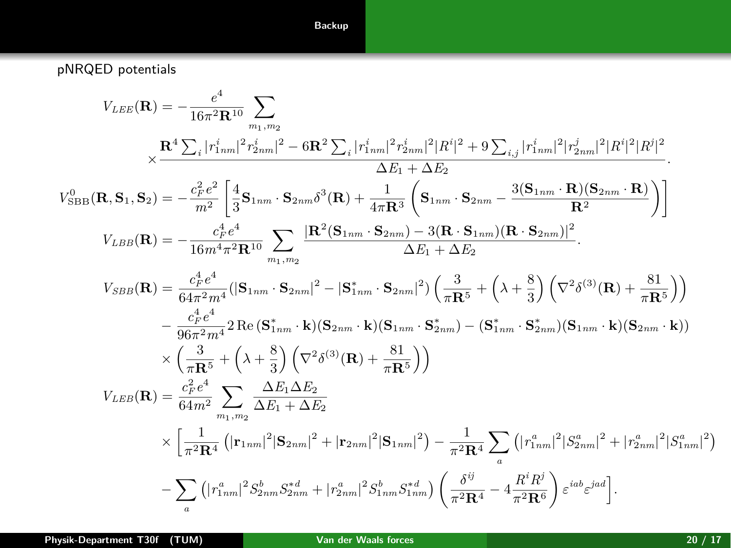pNRQED potentials

$$V_{LEE}(\mathbf{R}) = -\frac{e^4}{16\pi^2\mathbf{R}^{10}}\sum_{m_1,m_2} \times \frac{\mathbf{R}^4\sum_i |r^i_{1nm}|^2 r^i_{2nm}|^2 - 6\mathbf{R}^2\sum_i |r^i_{1nm}|^2 r^i_{2nm}|^2|R^i|^2 + 9\sum_{i,j}|r^i_{1nm}|^2|r^j_{2nm}|^2|R^i|^2|R^j|^2}{\Delta E_1 + \Delta E_2}.$$

$$V^0_{\mathrm{SBB}}(\mathbf{R},\mathbf{S}_1,\mathbf{S}_2) = -\frac{c_F^2 e^2}{m^2}\left[\frac{4}{3}\mathbf{S}_{1nm}\cdot\mathbf{S}_{2nm}\delta^3(\mathbf{R}) + \frac{1}{4\pi\mathbf{R}^3}\left(\mathbf{S}_{1nm}\cdot\mathbf{S}_{2nm} - \frac{3(\mathbf{S}_{1nm}\cdot\mathbf{R})(\mathbf{S}_{2nm}\cdot\mathbf{R})}{\mathbf{R}^2}\right)\right]$$

$$V_{LBB}(\mathbf{R}) = -\frac{c_F^4 e^4}{16 m^4\pi^2\mathbf{R}^{10}}\sum_{m_1,m_2}\frac{|\mathbf{R}^2(\mathbf{S}_{1nm}\cdot\mathbf{S}_{2nm}) - 3(\mathbf{R}\cdot\mathbf{S}_{1nm})(\mathbf{R}\cdot\mathbf{S}_{2nm})|^2}{\Delta E_1 + \Delta E_2}.$$

$$\begin{aligned}
V_{SBB}(\mathbf{R}) &= \frac{c_F^4 e^4}{64\pi^2 m^4}(|\mathbf{S}_{1nm}\cdot\mathbf{S}_{2nm}|^2 - |\mathbf{S}^*_{1nm}\cdot\mathbf{S}_{2nm}|^2)\left(\frac{3}{\pi\mathbf{R}^5} + \left(\lambda + \frac{8}{3}\right)\left(\nabla^2\delta^{(3)}(\mathbf{R}) + \frac{81}{\pi\mathbf{R}^5}\right)\right) \\
&- \frac{c_F^4 e^4}{96\pi^2 m^4} 2\,\mathrm{Re}\,(\mathbf{S}^*_{1nm}\cdot\mathbf{k})(\mathbf{S}_{2nm}\cdot\mathbf{k})(\mathbf{S}_{1nm}\cdot\mathbf{S}^*_{2nm}) - (\mathbf{S}^*_{1nm}\cdot\mathbf{S}^*_{2nm})(\mathbf{S}_{1nm}\cdot\mathbf{k})(\mathbf{S}_{2nm}\cdot\mathbf{k})) \\
&\times\left(\frac{3}{\pi\mathbf{R}^5} + \left(\lambda + \frac{8}{3}\right)\left(\nabla^2\delta^{(3)}(\mathbf{R}) + \frac{81}{\pi\mathbf{R}^5}\right)\right)
\end{aligned}$$

$$\begin{aligned}
V_{LEB}(\mathbf{R}) &= \frac{c_F^2 e^4}{64 m^2}\sum_{m_1,m_2}\frac{\Delta E_1 \Delta E_2}{\Delta E_1 + \Delta E_2} \\
&\times\left[\frac{1}{\pi^2\mathbf{R}^4}\left(|\mathbf{r}_{1nm}|^2|\mathbf{S}_{2nm}|^2 + |\mathbf{r}_{2nm}|^2|\mathbf{S}_{1nm}|^2\right) - \frac{1}{\pi^2\mathbf{R}^4}\sum_a\left(|r^a_{1nm}|^2|S^a_{2nm}|^2 + |r^a_{2nm}|^2|S^a_{1nm}|^2\right)\right. \\
&\left. - \sum_a\left(|r^a_{1nm}|^2 S^b_{2nm}S^{*d}_{2nm} + |r^a_{2nm}|^2 S^b_{1nm}S^{*d}_{1nm}\right)\left(\frac{\delta^{ij}}{\pi^2\mathbf{R}^4} - 4\frac{R^i R^j}{\pi^2\mathbf{R}^6}\right)\varepsilon^{iab}\varepsilon^{jad}\right].
\end{aligned}$$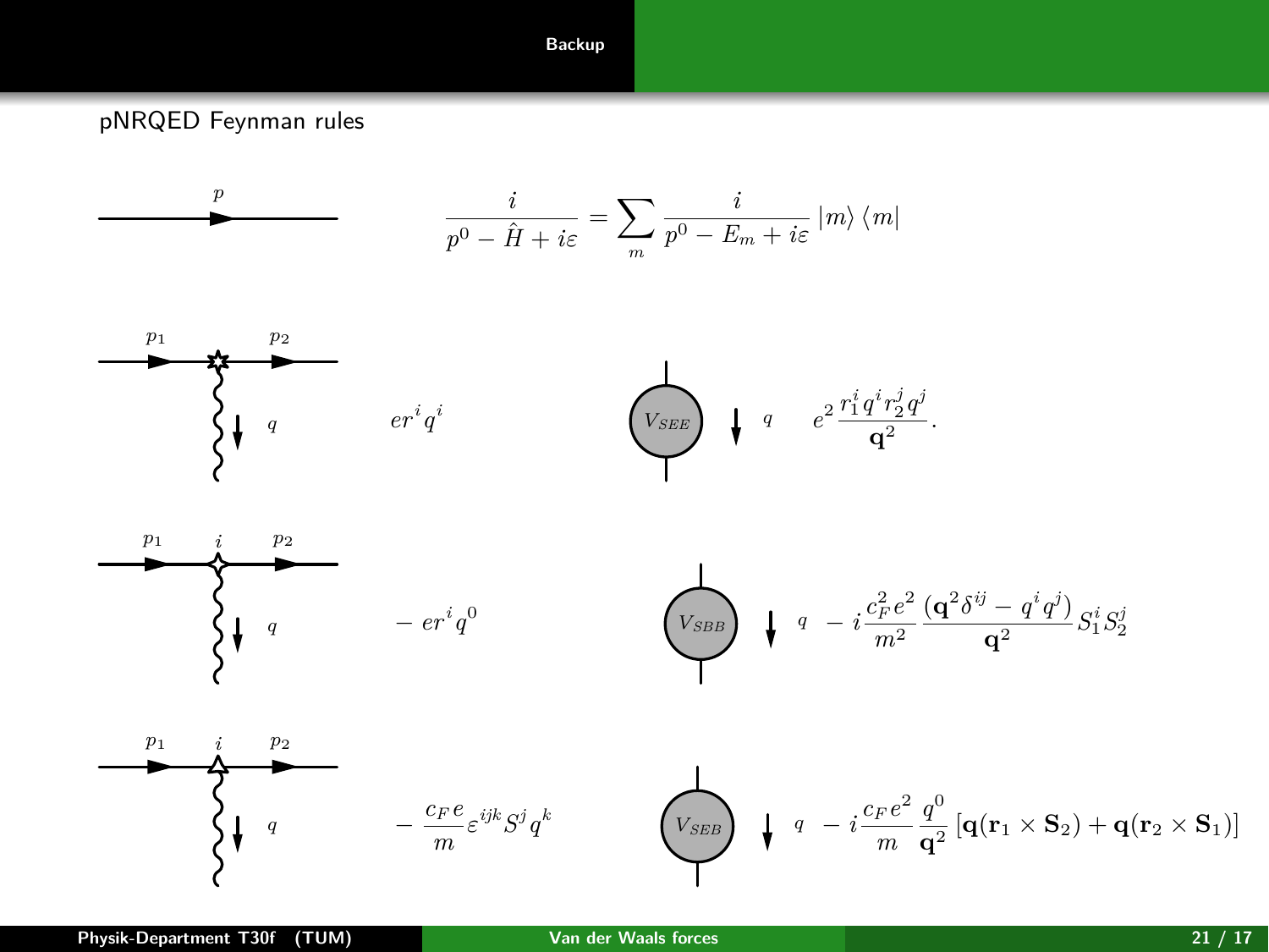pNRQED Feynman rules

$p$

$$\frac{i}{p^0 - \hat{H} + i\varepsilon} = \sum_m \frac{i}{p^0 - E_m + i\varepsilon} |m\rangle \langle m|$$

$p_1$ $p_2$ $q$

$$e r^i q^i$$

$V_{SEE}$ $q$

$$e^2 \frac{r_1^i q^i r_2^j q^j}{\mathbf{q}^2}.$$

$p_1$ $i$ $p_2$ $q$

$$-\, e r^i q^0$$

$V_{SBB}$ $q$

$$-\, i \frac{c_F^2 e^2}{m^2} \frac{(\mathbf{q}^2 \delta^{ij} - q^i q^j)}{\mathbf{q}^2} S_1^i S_2^j$$

$p_1$ $i$ $p_2$ $q$

$$-\, \frac{c_F e}{m} \varepsilon^{ijk} S^j q^k$$

$V_{SEB}$ $q$

$$-\, i \frac{c_F e^2}{m} \frac{q^0}{\mathbf{q}^2} \left[\mathbf{q}(\mathbf{r}_1 \times \mathbf{S}_2) + \mathbf{q}(\mathbf{r}_2 \times \mathbf{S}_1)\right]$$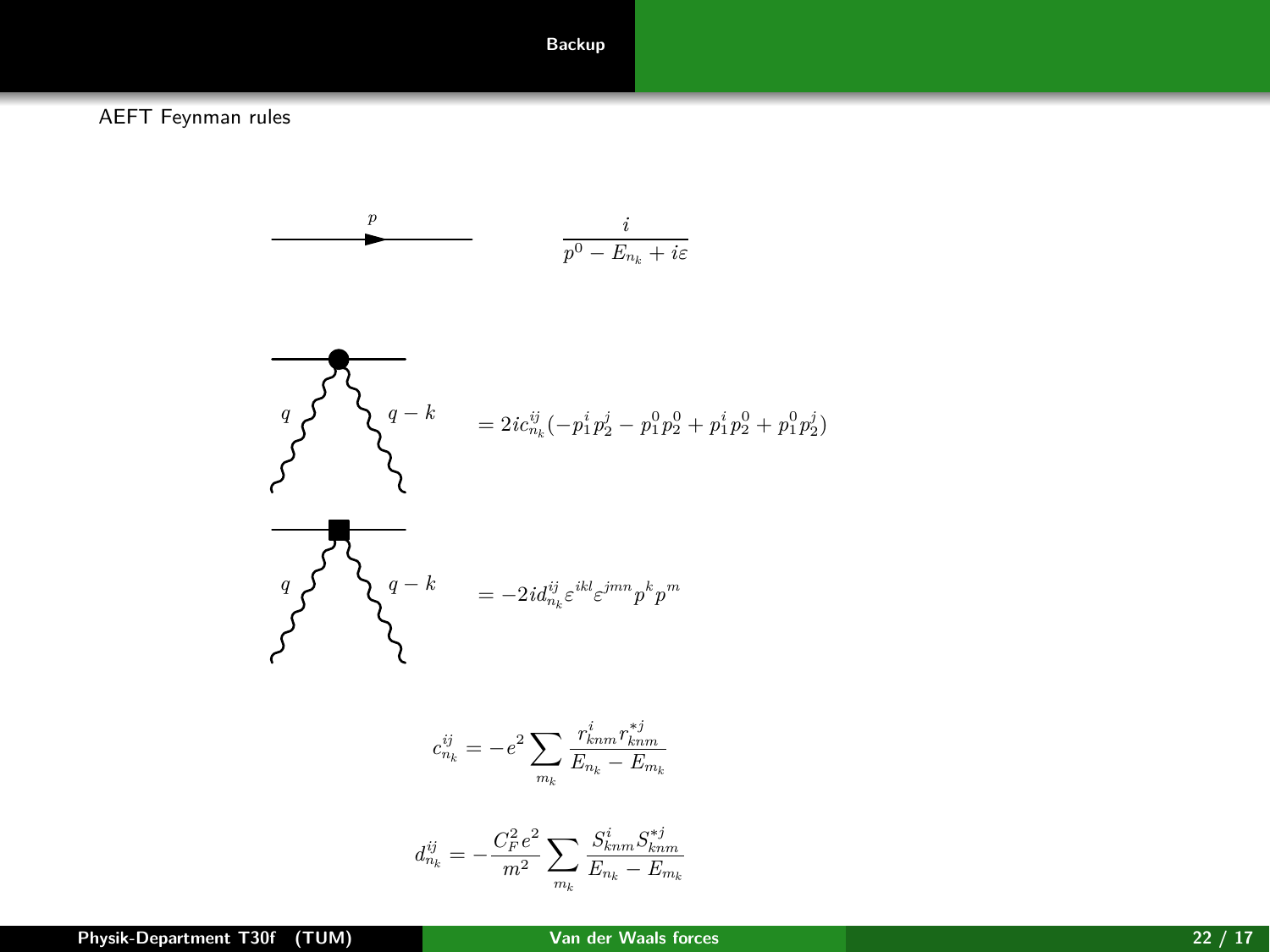AEFT Feynman rules

$$\frac{i}{p^0 - E_{n_k} + i\varepsilon}$$

$$= 2ic^{ij}_{n_k}(-p_1^i p_2^j - p_1^0 p_2^0 + p_1^i p_2^0 + p_1^0 p_2^j)$$

$$= -2id^{ij}_{n_k}\varepsilon^{ikl}\varepsilon^{jmn}p^k p^m$$

$$c^{ij}_{n_k} = -e^2 \sum_{m_k} \frac{r^i_{knm} r^{*j}_{knm}}{E_{n_k} - E_{m_k}}$$

$$d^{ij}_{n_k} = -\frac{C_F^2 e^2}{m^2} \sum_{m_k} \frac{S^i_{knm} S^{*j}_{knm}}{E_{n_k} - E_{m_k}}$$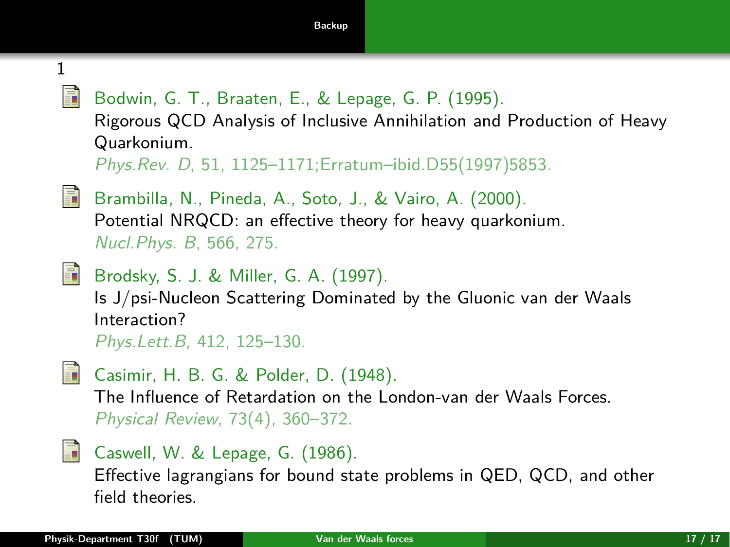1

Bodwin, G. T., Braaten, E., & Lepage, G. P. (1995).
Rigorous QCD Analysis of Inclusive Annihilation and Production of Heavy Quarkonium.
*Phys.Rev. D*, 51, 1125–1171;Erratum–ibid.D55(1997)5853.

Brambilla, N., Pineda, A., Soto, J., & Vairo, A. (2000).
Potential NRQCD: an effective theory for heavy quarkonium.
*Nucl.Phys. B*, 566, 275.

Brodsky, S. J. & Miller, G. A. (1997).
Is J/psi-Nucleon Scattering Dominated by the Gluonic van der Waals Interaction?
*Phys.Lett.B*, 412, 125–130.

Casimir, H. B. G. & Polder, D. (1948).
The Influence of Retardation on the London-van der Waals Forces.
*Physical Review*, 73(4), 360–372.

Caswell, W. & Lepage, G. (1986).
Effective lagrangians for bound state problems in QED, QCD, and other field theories.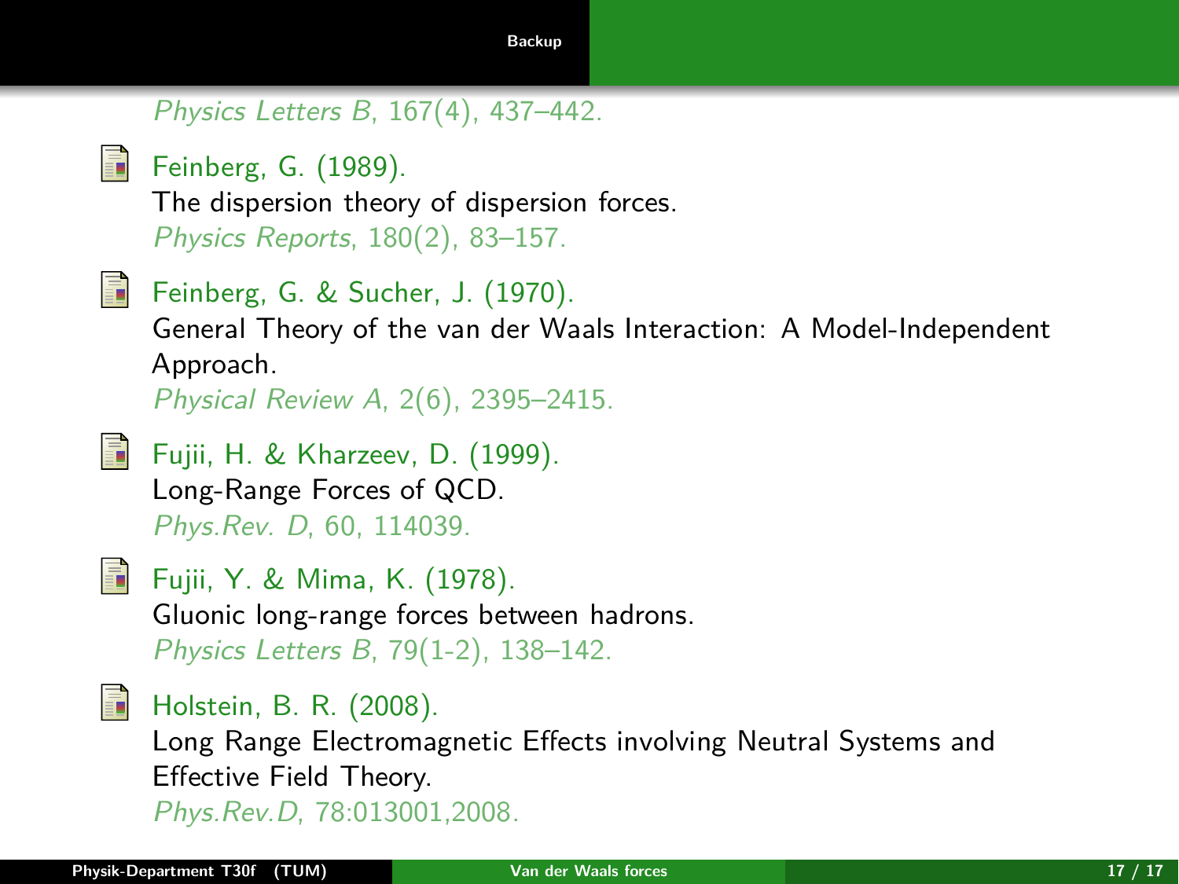*Physics Letters B*, 167(4), 437–442.

- Feinberg, G. (1989).
  The dispersion theory of dispersion forces.
  *Physics Reports*, 180(2), 83–157.

- Feinberg, G. & Sucher, J. (1970).
  General Theory of the van der Waals Interaction: A Model-Independent Approach.
  *Physical Review A*, 2(6), 2395–2415.

- Fujii, H. & Kharzeev, D. (1999).
  Long-Range Forces of QCD.
  *Phys.Rev. D*, 60, 114039.

- Fujii, Y. & Mima, K. (1978).
  Gluonic long-range forces between hadrons.
  *Physics Letters B*, 79(1-2), 138–142.

- Holstein, B. R. (2008).
  Long Range Electromagnetic Effects involving Neutral Systems and Effective Field Theory.
  *Phys.Rev.D*, 78:013001,2008.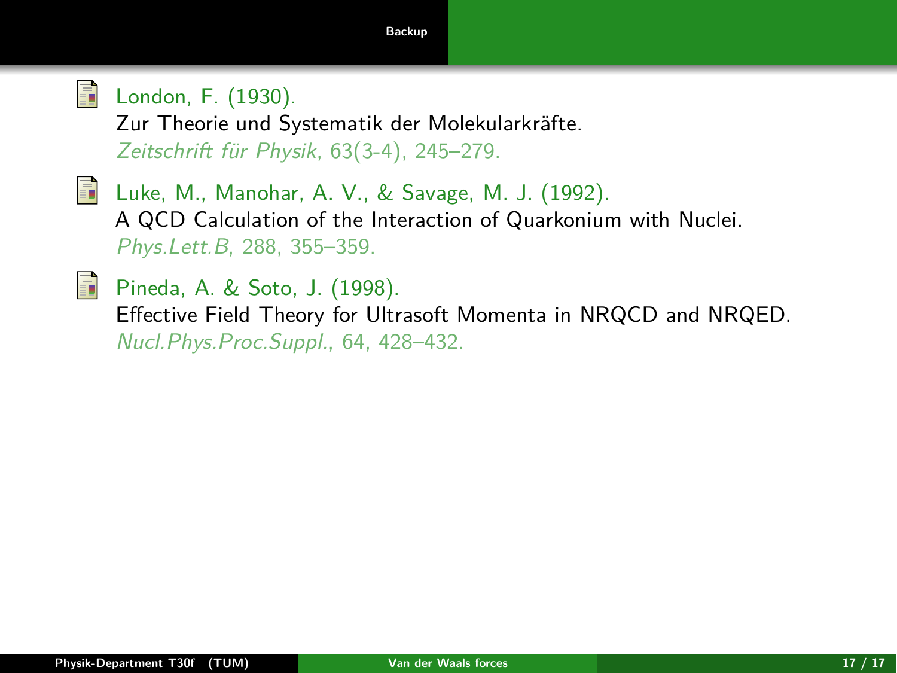London, F. (1930).
Zur Theorie und Systematik der Molekularkräfte.
*Zeitschrift für Physik*, 63(3-4), 245–279.

Luke, M., Manohar, A. V., & Savage, M. J. (1992).
A QCD Calculation of the Interaction of Quarkonium with Nuclei.
*Phys.Lett.B*, 288, 355–359.

Pineda, A. & Soto, J. (1998).
Effective Field Theory for Ultrasoft Momenta in NRQCD and NRQED.
*Nucl.Phys.Proc.Suppl.*, 64, 428–432.